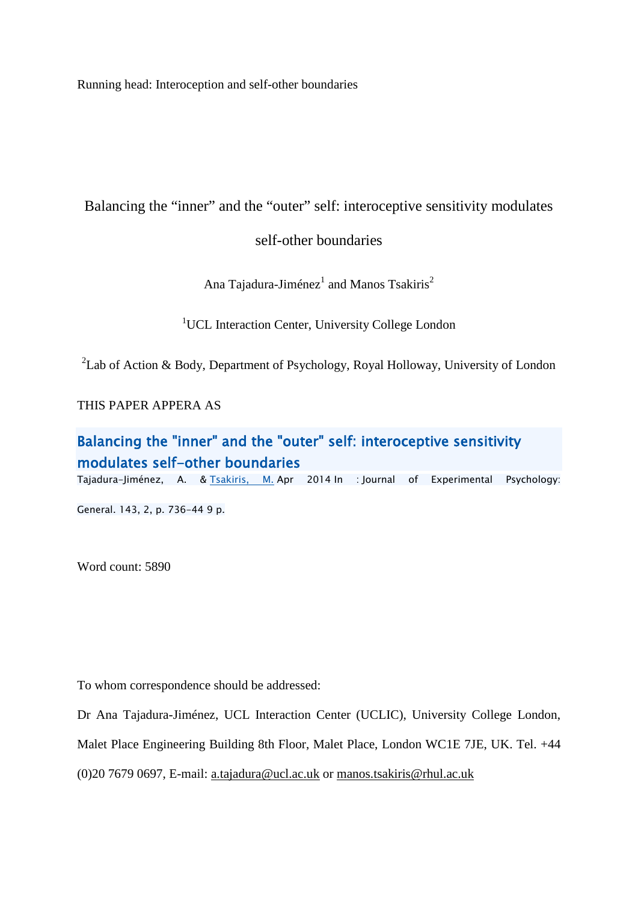Running head: Interoception and self-other boundaries

# Balancing the “inner” and the “outer” self: interoceptive sensitivity modulates self-other boundaries

Ana Tajadura-Jiménez[1] and Manos Tsakiris[2]

[1]UCL Interaction Center, University College London

[2]Lab of Action & Body, Department of Psychology, Royal Holloway, University of London

THIS PAPER APPERA AS

**Balancing the "inner" and the "outer" self: interoceptive sensitivity modulates self-other boundaries**

Tajadura-Jiménez, A. & Tsakiris, M. Apr 2014 In : Journal of Experimental Psychology: General. 143, 2, p. 736-44 9 p.

Word count: 5890

To whom correspondence should be addressed:

Dr Ana Tajadura-Jiménez, UCL Interaction Center (UCLIC), University College London, Malet Place Engineering Building 8th Floor, Malet Place, London WC1E 7JE, UK. Tel. +44 (0)20 7679 0697, E-mail: a.tajadura@ucl.ac.uk or manos.tsakiris@rhul.ac.uk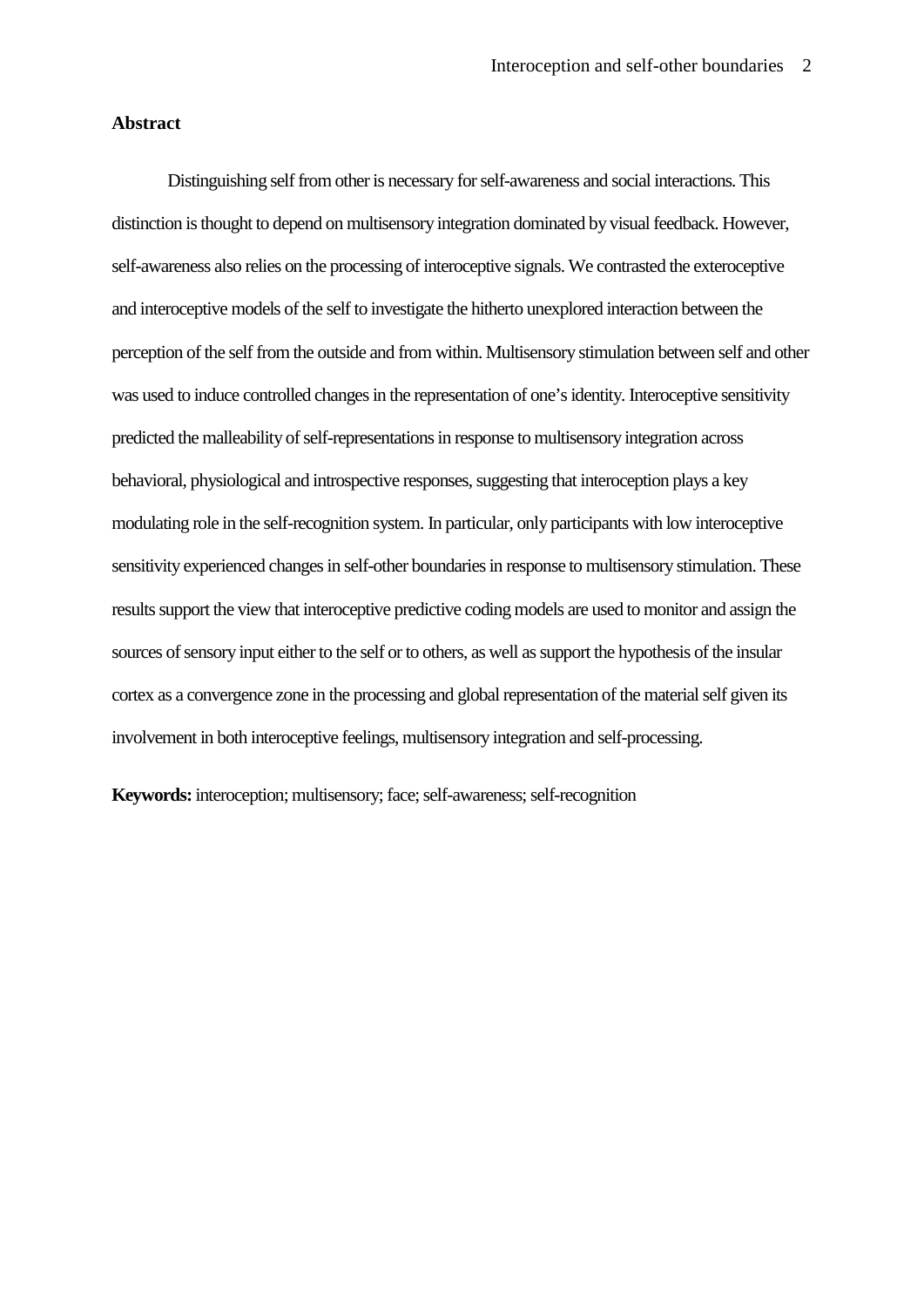## Abstract

Distinguishing self from other is necessary for self-awareness and social interactions. This distinction is thought to depend on multisensory integration dominated by visual feedback. However, self-awareness also relies on the processing of interoceptive signals. We contrasted the exteroceptive and interoceptive models of the self to investigate the hitherto unexplored interaction between the perception of the self from the outside and from within. Multisensory stimulation between self and other was used to induce controlled changes in the representation of one's identity. Interoceptive sensitivity predicted the malleability of self-representations in response to multisensory integration across behavioral, physiological and introspective responses, suggesting that interoception plays a key modulating role in the self-recognition system. In particular, only participants with low interoceptive sensitivity experienced changes in self-other boundaries in response to multisensory stimulation. These results support the view that interoceptive predictive coding models are used to monitor and assign the sources of sensory input either to the self or to others, as well as support the hypothesis of the insular cortex as a convergence zone in the processing and global representation of the material self given its involvement in both interoceptive feelings, multisensory integration and self-processing.

**Keywords:** interoception; multisensory; face; self-awareness; self-recognition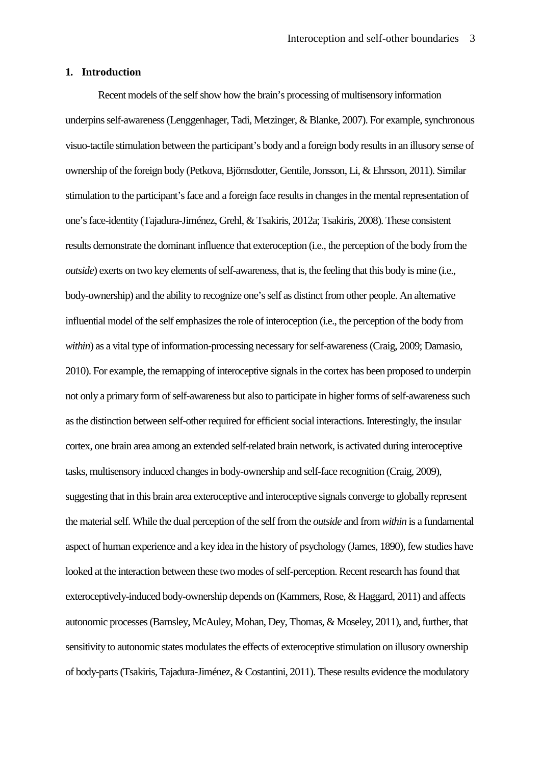## 1. Introduction

Recent models of the self show how the brain's processing of multisensory information underpins self-awareness (Lenggenhager, Tadi, Metzinger, & Blanke, 2007). For example, synchronous visuo-tactile stimulation between the participant's body and a foreign body results in an illusory sense of ownership of the foreign body (Petkova, Björnsdotter, Gentile, Jonsson, Li, & Ehrsson, 2011). Similar stimulation to the participant's face and a foreign face results in changes in the mental representation of one's face-identity (Tajadura-Jiménez, Grehl, & Tsakiris, 2012a; Tsakiris, 2008). These consistent results demonstrate the dominant influence that exteroception (i.e., the perception of the body from the *outside*) exerts on two key elements of self-awareness, that is, the feeling that this body is mine (i.e., body-ownership) and the ability to recognize one's self as distinct from other people. An alternative influential model of the self emphasizes the role of interoception (i.e., the perception of the body from *within*) as a vital type of information-processing necessary for self-awareness (Craig, 2009; Damasio, 2010). For example, the remapping of interoceptive signals in the cortex has been proposed to underpin not only a primary form of self-awareness but also to participate in higher forms of self-awareness such as the distinction between self-other required for efficient social interactions. Interestingly, the insular cortex, one brain area among an extended self-related brain network, is activated during interoceptive tasks, multisensory induced changes in body-ownership and self-face recognition (Craig, 2009), suggesting that in this brain area exteroceptive and interoceptive signals converge to globally represent the material self. While the dual perception of the self from the *outside* and from *within* is a fundamental aspect of human experience and a key idea in the history of psychology (James, 1890), few studies have looked at the interaction between these two modes of self-perception. Recent research has found that exteroceptively-induced body-ownership depends on (Kammers, Rose, & Haggard, 2011) and affects autonomic processes (Barnsley, McAuley, Mohan, Dey, Thomas, & Moseley, 2011), and, further, that sensitivity to autonomic states modulates the effects of exteroceptive stimulation on illusory ownership of body-parts (Tsakiris, Tajadura-Jiménez, & Costantini, 2011). These results evidence the modulatory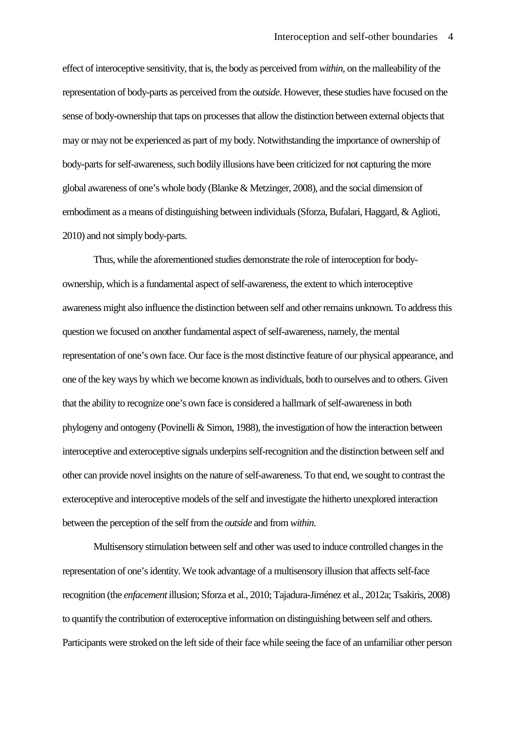effect of interoceptive sensitivity, that is, the body as perceived from *within*, on the malleability of the representation of body-parts as perceived from the *outside*. However, these studies have focused on the sense of body-ownership that taps on processes that allow the distinction between external objects that may or may not be experienced as part of my body. Notwithstanding the importance of ownership of body-parts for self-awareness, such bodily illusions have been criticized for not capturing the more global awareness of one's whole body (Blanke & Metzinger, 2008), and the social dimension of embodiment as a means of distinguishing between individuals (Sforza, Bufalari, Haggard, & Aglioti, 2010) and not simply body-parts.

Thus, while the aforementioned studies demonstrate the role of interoception for body-ownership, which is a fundamental aspect of self-awareness, the extent to which interoceptive awareness might also influence the distinction between self and other remains unknown. To address this question we focused on another fundamental aspect of self-awareness, namely, the mental representation of one's own face. Our face is the most distinctive feature of our physical appearance, and one of the key ways by which we become known as individuals, both to ourselves and to others. Given that the ability to recognize one's own face is considered a hallmark of self-awareness in both phylogeny and ontogeny (Povinelli & Simon, 1988), the investigation of how the interaction between interoceptive and exteroceptive signals underpins self-recognition and the distinction between self and other can provide novel insights on the nature of self-awareness. To that end, we sought to contrast the exteroceptive and interoceptive models of the self and investigate the hitherto unexplored interaction between the perception of the self from the *outside* and from *within*.

Multisensory stimulation between self and other was used to induce controlled changes in the representation of one's identity. We took advantage of a multisensory illusion that affects self-face recognition (the *enfacement* illusion; Sforza et al., 2010; Tajadura-Jiménez et al., 2012a; Tsakiris, 2008) to quantify the contribution of exteroceptive information on distinguishing between self and others. Participants were stroked on the left side of their face while seeing the face of an unfamiliar other person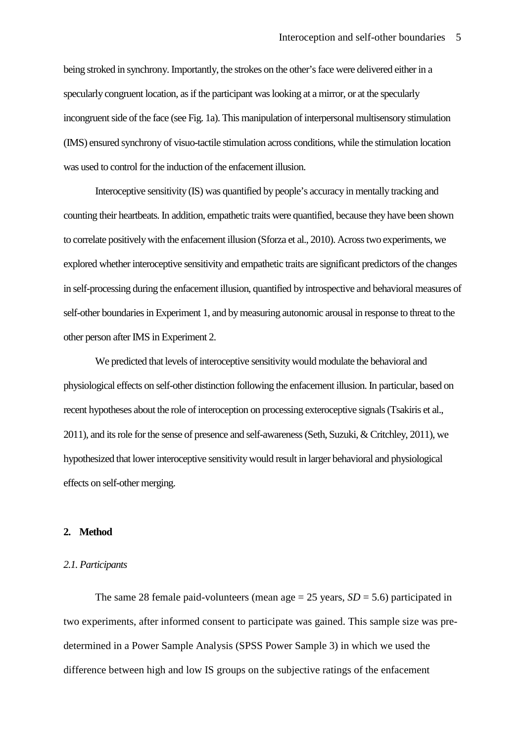being stroked in synchrony. Importantly, the strokes on the other's face were delivered either in a specularly congruent location, as if the participant was looking at a mirror, or at the specularly incongruent side of the face (see Fig. 1a). This manipulation of interpersonal multisensory stimulation (IMS) ensured synchrony of visuo-tactile stimulation across conditions, while the stimulation location was used to control for the induction of the enfacement illusion.

Interoceptive sensitivity (IS) was quantified by people's accuracy in mentally tracking and counting their heartbeats. In addition, empathetic traits were quantified, because they have been shown to correlate positively with the enfacement illusion (Sforza et al., 2010). Across two experiments, we explored whether interoceptive sensitivity and empathetic traits are significant predictors of the changes in self-processing during the enfacement illusion, quantified by introspective and behavioral measures of self-other boundaries in Experiment 1, and by measuring autonomic arousal in response to threat to the other person after IMS in Experiment 2.

We predicted that levels of interoceptive sensitivity would modulate the behavioral and physiological effects on self-other distinction following the enfacement illusion. In particular, based on recent hypotheses about the role of interoception on processing exteroceptive signals (Tsakiris et al., 2011), and its role for the sense of presence and self-awareness (Seth, Suzuki, & Critchley, 2011), we hypothesized that lower interoceptive sensitivity would result in larger behavioral and physiological effects on self-other merging.

## 2. Method

### *2.1. Participants*

The same 28 female paid-volunteers (mean age = 25 years, *SD* = 5.6) participated in two experiments, after informed consent to participate was gained. This sample size was pre-determined in a Power Sample Analysis (SPSS Power Sample 3) in which we used the difference between high and low IS groups on the subjective ratings of the enfacement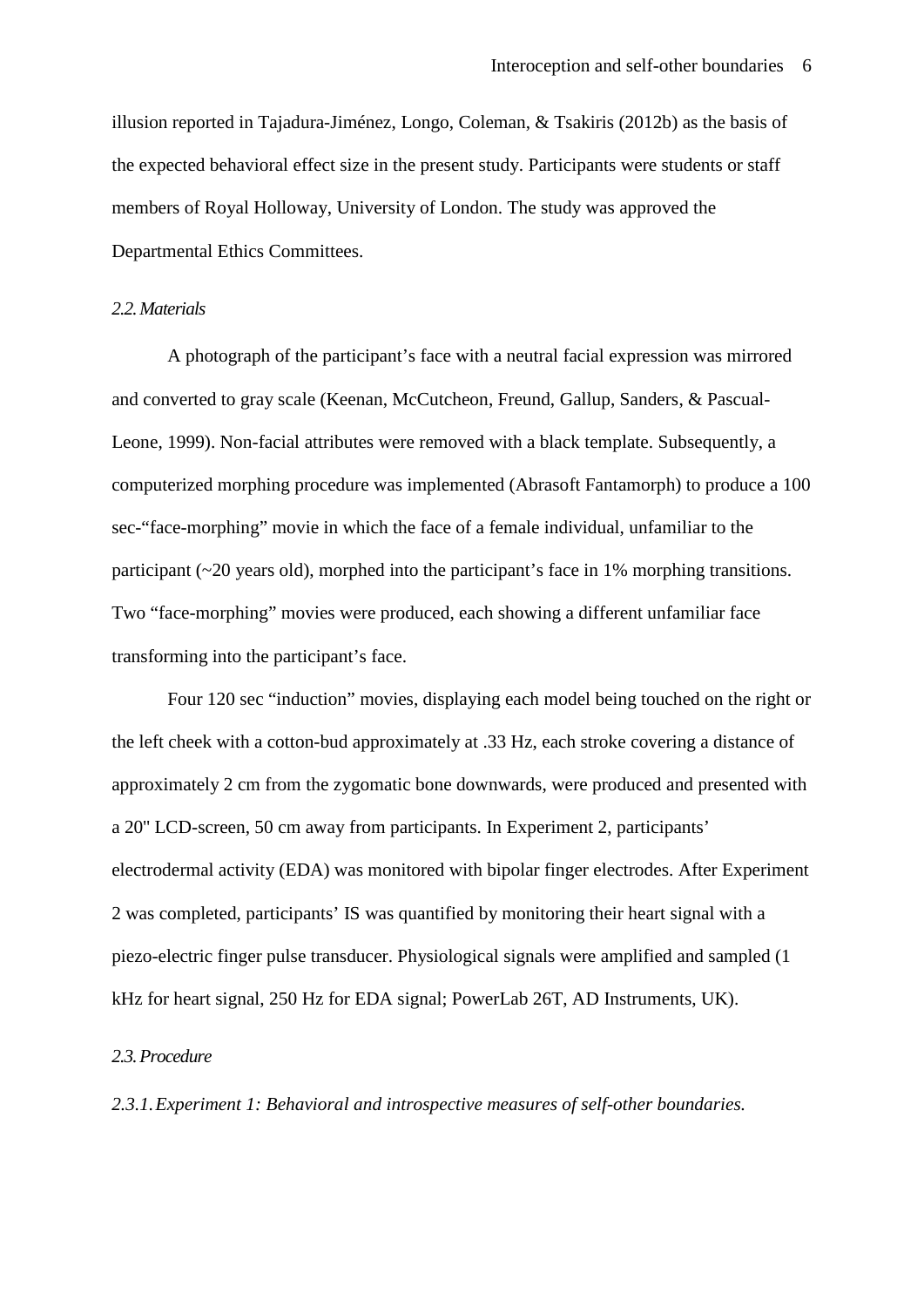illusion reported in Tajadura-Jiménez, Longo, Coleman, & Tsakiris (2012b) as the basis of the expected behavioral effect size in the present study. Participants were students or staff members of Royal Holloway, University of London. The study was approved the Departmental Ethics Committees.

### *2.2. Materials*

A photograph of the participant's face with a neutral facial expression was mirrored and converted to gray scale (Keenan, McCutcheon, Freund, Gallup, Sanders, & Pascual-Leone, 1999). Non-facial attributes were removed with a black template. Subsequently, a computerized morphing procedure was implemented (Abrasoft Fantamorph) to produce a 100 sec-"face-morphing" movie in which the face of a female individual, unfamiliar to the participant (~20 years old), morphed into the participant's face in 1% morphing transitions. Two "face-morphing" movies were produced, each showing a different unfamiliar face transforming into the participant's face.

Four 120 sec "induction" movies, displaying each model being touched on the right or the left cheek with a cotton-bud approximately at .33 Hz, each stroke covering a distance of approximately 2 cm from the zygomatic bone downwards, were produced and presented with a 20" LCD-screen, 50 cm away from participants. In Experiment 2, participants' electrodermal activity (EDA) was monitored with bipolar finger electrodes. After Experiment 2 was completed, participants' IS was quantified by monitoring their heart signal with a piezo-electric finger pulse transducer. Physiological signals were amplified and sampled (1 kHz for heart signal, 250 Hz for EDA signal; PowerLab 26T, AD Instruments, UK).

### *2.3. Procedure*

#### *2.3.1. Experiment 1: Behavioral and introspective measures of self-other boundaries.*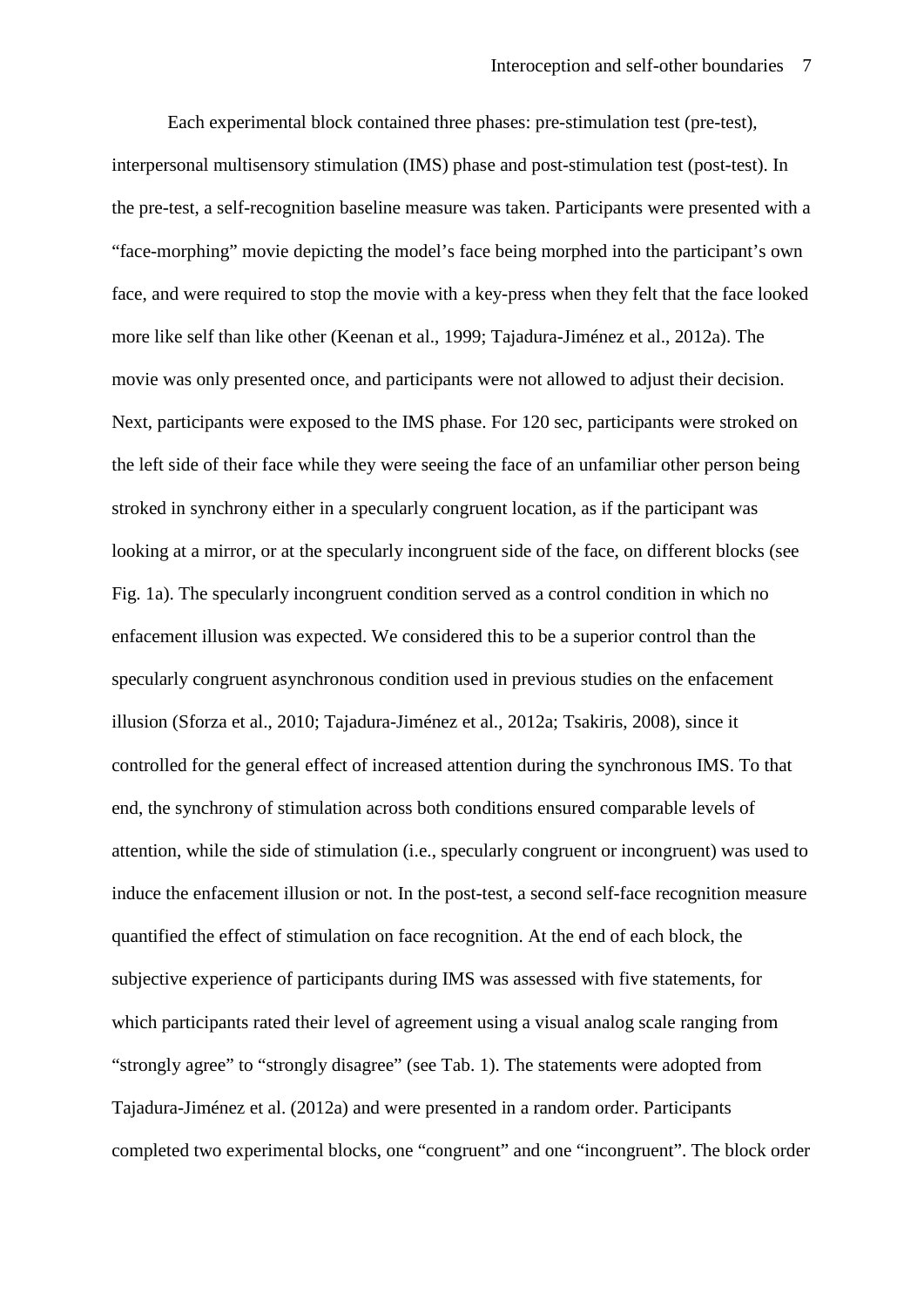Each experimental block contained three phases: pre-stimulation test (pre-test), interpersonal multisensory stimulation (IMS) phase and post-stimulation test (post-test). In the pre-test, a self-recognition baseline measure was taken. Participants were presented with a "face-morphing" movie depicting the model's face being morphed into the participant's own face, and were required to stop the movie with a key-press when they felt that the face looked more like self than like other (Keenan et al., 1999; Tajadura-Jiménez et al., 2012a). The movie was only presented once, and participants were not allowed to adjust their decision. Next, participants were exposed to the IMS phase. For 120 sec, participants were stroked on the left side of their face while they were seeing the face of an unfamiliar other person being stroked in synchrony either in a specularly congruent location, as if the participant was looking at a mirror, or at the specularly incongruent side of the face, on different blocks (see Fig. 1a). The specularly incongruent condition served as a control condition in which no enfacement illusion was expected. We considered this to be a superior control than the specularly congruent asynchronous condition used in previous studies on the enfacement illusion (Sforza et al., 2010; Tajadura-Jiménez et al., 2012a; Tsakiris, 2008), since it controlled for the general effect of increased attention during the synchronous IMS. To that end, the synchrony of stimulation across both conditions ensured comparable levels of attention, while the side of stimulation (i.e., specularly congruent or incongruent) was used to induce the enfacement illusion or not. In the post-test, a second self-face recognition measure quantified the effect of stimulation on face recognition. At the end of each block, the subjective experience of participants during IMS was assessed with five statements, for which participants rated their level of agreement using a visual analog scale ranging from "strongly agree" to "strongly disagree" (see Tab. 1). The statements were adopted from Tajadura-Jiménez et al. (2012a) and were presented in a random order. Participants completed two experimental blocks, one "congruent" and one "incongruent". The block order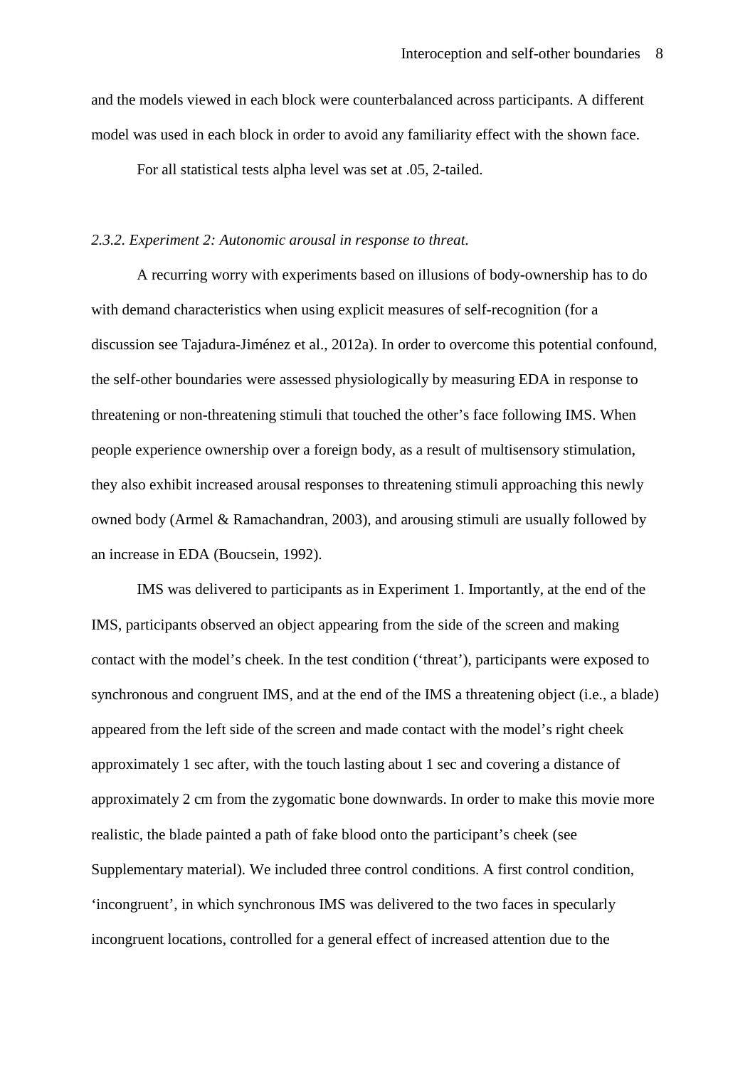and the models viewed in each block were counterbalanced across participants. A different model was used in each block in order to avoid any familiarity effect with the shown face.

For all statistical tests alpha level was set at .05, 2-tailed.

### *2.3.2. Experiment 2: Autonomic arousal in response to threat.*

A recurring worry with experiments based on illusions of body-ownership has to do with demand characteristics when using explicit measures of self-recognition (for a discussion see Tajadura-Jiménez et al., 2012a). In order to overcome this potential confound, the self-other boundaries were assessed physiologically by measuring EDA in response to threatening or non-threatening stimuli that touched the other's face following IMS. When people experience ownership over a foreign body, as a result of multisensory stimulation, they also exhibit increased arousal responses to threatening stimuli approaching this newly owned body (Armel & Ramachandran, 2003), and arousing stimuli are usually followed by an increase in EDA (Boucsein, 1992).

IMS was delivered to participants as in Experiment 1. Importantly, at the end of the IMS, participants observed an object appearing from the side of the screen and making contact with the model's cheek. In the test condition ('threat'), participants were exposed to synchronous and congruent IMS, and at the end of the IMS a threatening object (i.e., a blade) appeared from the left side of the screen and made contact with the model's right cheek approximately 1 sec after, with the touch lasting about 1 sec and covering a distance of approximately 2 cm from the zygomatic bone downwards. In order to make this movie more realistic, the blade painted a path of fake blood onto the participant's cheek (see Supplementary material). We included three control conditions. A first control condition, 'incongruent', in which synchronous IMS was delivered to the two faces in specularly incongruent locations, controlled for a general effect of increased attention due to the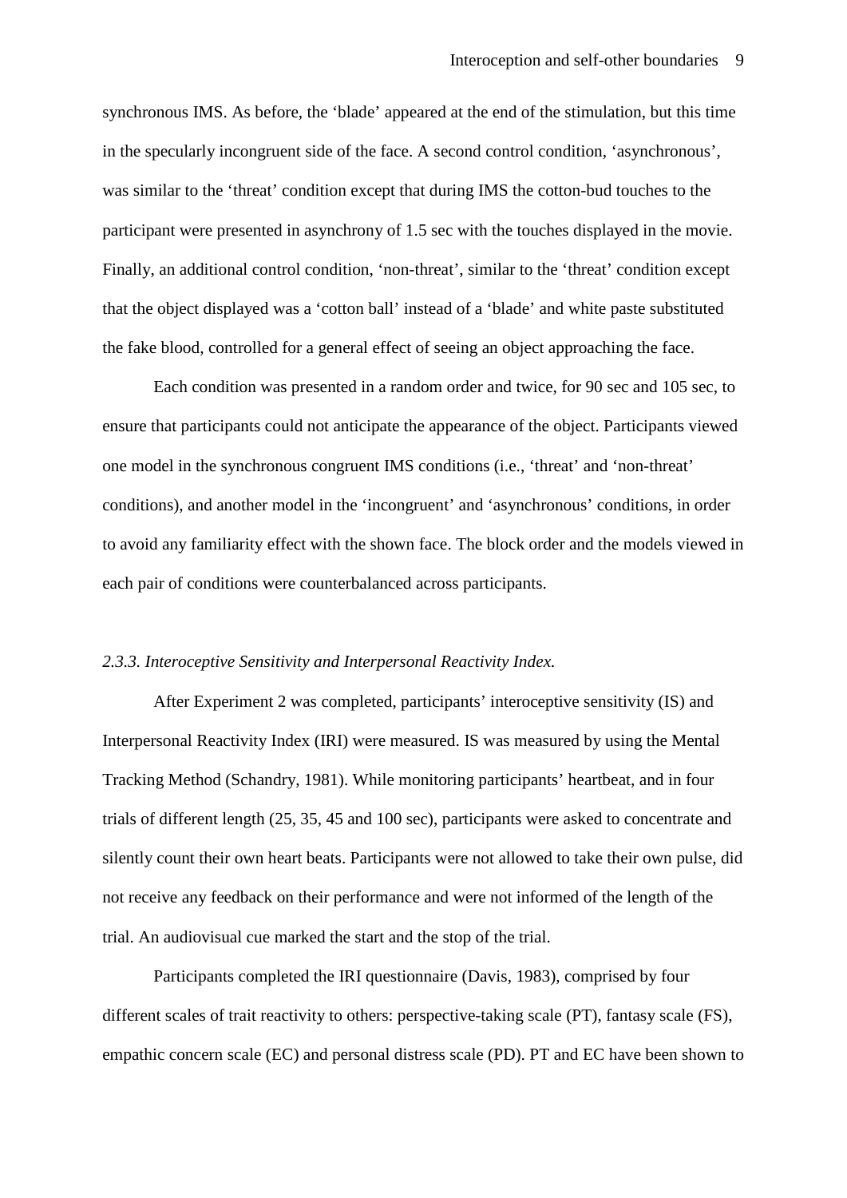synchronous IMS. As before, the 'blade' appeared at the end of the stimulation, but this time in the specularly incongruent side of the face. A second control condition, 'asynchronous', was similar to the 'threat' condition except that during IMS the cotton-bud touches to the participant were presented in asynchrony of 1.5 sec with the touches displayed in the movie. Finally, an additional control condition, 'non-threat', similar to the 'threat' condition except that the object displayed was a 'cotton ball' instead of a 'blade' and white paste substituted the fake blood, controlled for a general effect of seeing an object approaching the face.

Each condition was presented in a random order and twice, for 90 sec and 105 sec, to ensure that participants could not anticipate the appearance of the object. Participants viewed one model in the synchronous congruent IMS conditions (i.e., 'threat' and 'non-threat' conditions), and another model in the 'incongruent' and 'asynchronous' conditions, in order to avoid any familiarity effect with the shown face. The block order and the models viewed in each pair of conditions were counterbalanced across participants.

### *2.3.3. Interoceptive Sensitivity and Interpersonal Reactivity Index.*

After Experiment 2 was completed, participants' interoceptive sensitivity (IS) and Interpersonal Reactivity Index (IRI) were measured. IS was measured by using the Mental Tracking Method (Schandry, 1981). While monitoring participants' heartbeat, and in four trials of different length (25, 35, 45 and 100 sec), participants were asked to concentrate and silently count their own heart beats. Participants were not allowed to take their own pulse, did not receive any feedback on their performance and were not informed of the length of the trial. An audiovisual cue marked the start and the stop of the trial.

Participants completed the IRI questionnaire (Davis, 1983), comprised by four different scales of trait reactivity to others: perspective-taking scale (PT), fantasy scale (FS), empathic concern scale (EC) and personal distress scale (PD). PT and EC have been shown to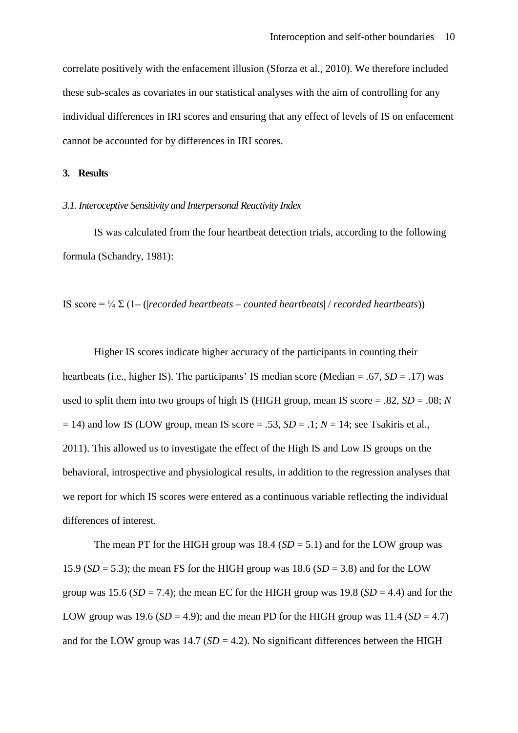correlate positively with the enfacement illusion (Sforza et al., 2010). We therefore included these sub-scales as covariates in our statistical analyses with the aim of controlling for any individual differences in IRI scores and ensuring that any effect of levels of IS on enfacement cannot be accounted for by differences in IRI scores.

## 3. Results

### *3.1. Interoceptive Sensitivity and Interpersonal Reactivity Index*

IS was calculated from the four heartbeat detection trials, according to the following formula (Schandry, 1981):

$$\text{IS score} = \frac{1}{4} \Sigma \left(1 - \left(\left|\textit{recorded heartbeats} - \textit{counted heartbeats}\right| / \textit{recorded heartbeats}\right)\right)$$

Higher IS scores indicate higher accuracy of the participants in counting their heartbeats (i.e., higher IS). The participants' IS median score (Median = .67, *SD* = .17) was used to split them into two groups of high IS (HIGH group, mean IS score = .82, *SD* = .08; *N* = 14) and low IS (LOW group, mean IS score = .53, *SD* = .1; *N* = 14; see Tsakiris et al., 2011). This allowed us to investigate the effect of the High IS and Low IS groups on the behavioral, introspective and physiological results, in addition to the regression analyses that we report for which IS scores were entered as a continuous variable reflecting the individual differences of interest.

The mean PT for the HIGH group was 18.4 (*SD* = 5.1) and for the LOW group was 15.9 (*SD* = 5.3); the mean FS for the HIGH group was 18.6 (*SD* = 3.8) and for the LOW group was 15.6 (*SD* = 7.4); the mean EC for the HIGH group was 19.8 (*SD* = 4.4) and for the LOW group was 19.6 (*SD* = 4.9); and the mean PD for the HIGH group was 11.4 (*SD* = 4.7) and for the LOW group was 14.7 (*SD* = 4.2). No significant differences between the HIGH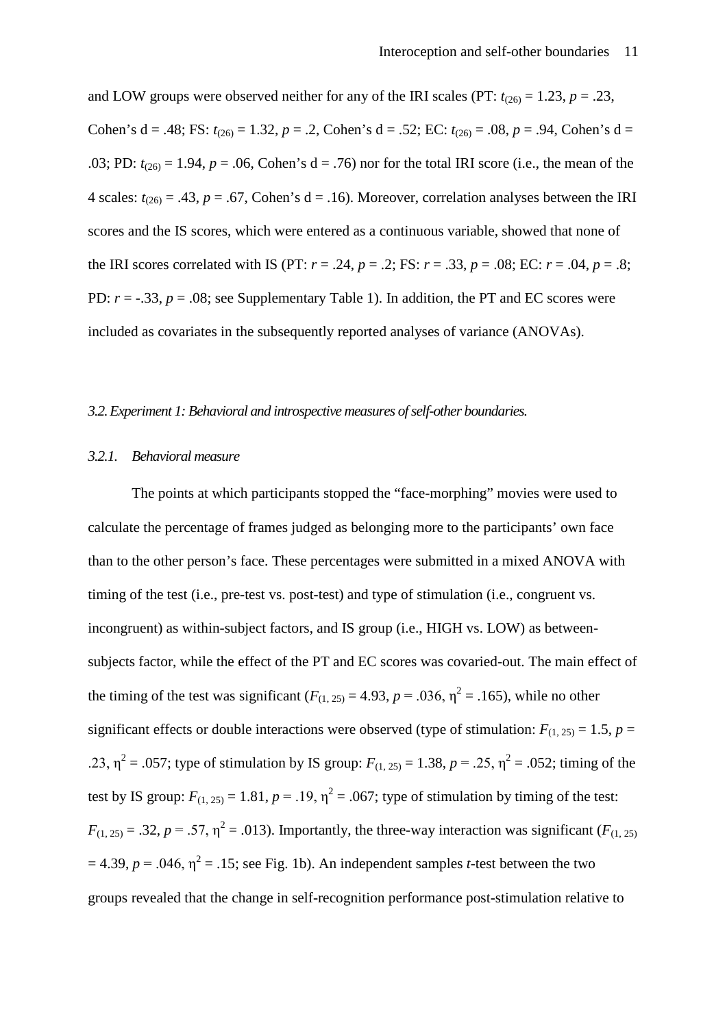and LOW groups were observed neither for any of the IRI scales (PT: $t_{(26)} = 1.23$, $p = .23$, Cohen's d = .48; FS: $t_{(26)} = 1.32$, $p = .2$, Cohen's d = .52; EC: $t_{(26)} = .08$, $p = .94$, Cohen's d = .03; PD: $t_{(26)} = 1.94$, $p = .06$, Cohen's d = .76) nor for the total IRI score (i.e., the mean of the 4 scales: $t_{(26)} = .43$, $p = .67$, Cohen's d = .16). Moreover, correlation analyses between the IRI scores and the IS scores, which were entered as a continuous variable, showed that none of the IRI scores correlated with IS (PT: $r = .24$, $p = .2$; FS: $r = .33$, $p = .08$; EC: $r = .04$, $p = .8$; PD: $r = -.33$, $p = .08$; see Supplementary Table 1). In addition, the PT and EC scores were included as covariates in the subsequently reported analyses of variance (ANOVAs).

### *3.2. Experiment 1: Behavioral and introspective measures of self-other boundaries.*

#### *3.2.1. Behavioral measure*

The points at which participants stopped the "face-morphing" movies were used to calculate the percentage of frames judged as belonging more to the participants' own face than to the other person's face. These percentages were submitted in a mixed ANOVA with timing of the test (i.e., pre-test vs. post-test) and type of stimulation (i.e., congruent vs. incongruent) as within-subject factors, and IS group (i.e., HIGH vs. LOW) as between-subjects factor, while the effect of the PT and EC scores was covaried-out. The main effect of the timing of the test was significant ($F_{(1, 25)} = 4.93$, $p = .036$, $\eta^2 = .165$), while no other significant effects or double interactions were observed (type of stimulation: $F_{(1, 25)} = 1.5$, $p = .23$, $\eta^2 = .057$; type of stimulation by IS group: $F_{(1, 25)} = 1.38$, $p = .25$, $\eta^2 = .052$; timing of the test by IS group: $F_{(1, 25)} = 1.81$, $p = .19$, $\eta^2 = .067$; type of stimulation by timing of the test: $F_{(1, 25)} = .32$, $p = .57$, $\eta^2 = .013$). Importantly, the three-way interaction was significant ($F_{(1, 25)} = 4.39$, $p = .046$, $\eta^2 = .15$; see Fig. 1b). An independent samples *t*-test between the two groups revealed that the change in self-recognition performance post-stimulation relative to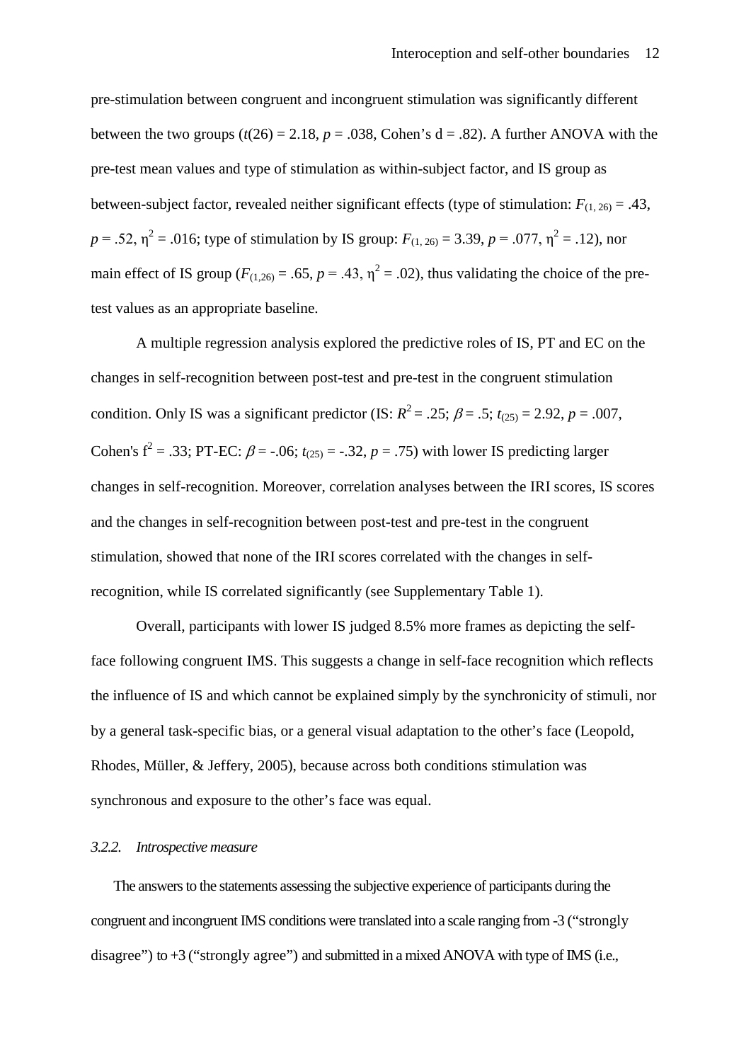pre-stimulation between congruent and incongruent stimulation was significantly different between the two groups ($t(26) = 2.18$, $p = .038$, Cohen's d = .82). A further ANOVA with the pre-test mean values and type of stimulation as within-subject factor, and IS group as between-subject factor, revealed neither significant effects (type of stimulation: $F_{(1, 26)} = .43$, $p = .52$, $\eta^2 = .016$; type of stimulation by IS group: $F_{(1, 26)} = 3.39$, $p = .077$, $\eta^2 = .12$), nor main effect of IS group ($F_{(1,26)} = .65$, $p = .43$, $\eta^2 = .02$), thus validating the choice of the pre-test values as an appropriate baseline.

A multiple regression analysis explored the predictive roles of IS, PT and EC on the changes in self-recognition between post-test and pre-test in the congruent stimulation condition. Only IS was a significant predictor (IS: $R^2 = .25$; $\beta = .5$; $t_{(25)} = 2.92$, $p = .007$, Cohen's $f^2 = .33$; PT-EC: $\beta = -.06$; $t_{(25)} = -.32$, $p = .75$) with lower IS predicting larger changes in self-recognition. Moreover, correlation analyses between the IRI scores, IS scores and the changes in self-recognition between post-test and pre-test in the congruent stimulation, showed that none of the IRI scores correlated with the changes in self-recognition, while IS correlated significantly (see Supplementary Table 1).

Overall, participants with lower IS judged 8.5% more frames as depicting the self-face following congruent IMS. This suggests a change in self-face recognition which reflects the influence of IS and which cannot be explained simply by the synchronicity of stimuli, nor by a general task-specific bias, or a general visual adaptation to the other's face (Leopold, Rhodes, Müller, & Jeffery, 2005), because across both conditions stimulation was synchronous and exposure to the other's face was equal.

### *3.2.2. Introspective measure*

The answers to the statements assessing the subjective experience of participants during the congruent and incongruent IMS conditions were translated into a scale ranging from -3 ("strongly disagree") to +3 ("strongly agree") and submitted in a mixed ANOVA with type of IMS (i.e.,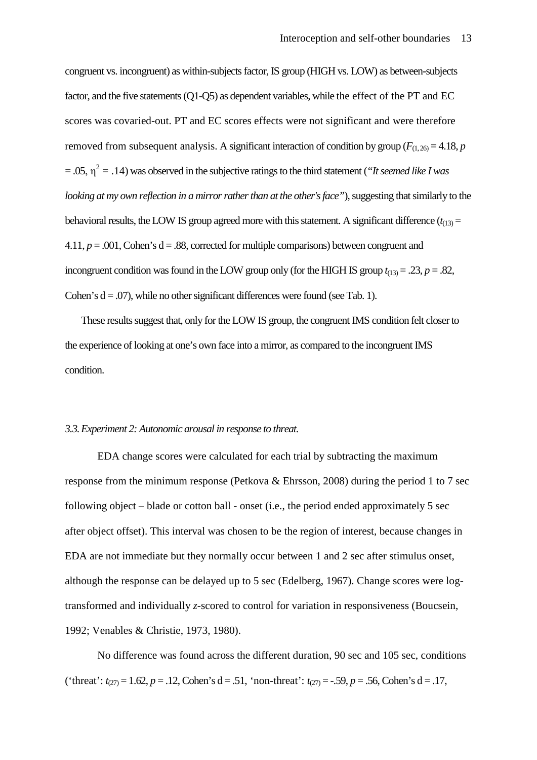congruent vs. incongruent) as within-subjects factor, IS group (HIGH vs. LOW) as between-subjects factor, and the five statements (Q1-Q5) as dependent variables, while the effect of the PT and EC scores was covaried-out. PT and EC scores effects were not significant and were therefore removed from subsequent analysis. A significant interaction of condition by group ($F_{(1, 26)} = 4.18$, $p = .05$, $\eta^2 = .14$) was observed in the subjective ratings to the third statement (*"It seemed like I was looking at my own reflection in a mirror rather than at the other's face"*), suggesting that similarly to the behavioral results, the LOW IS group agreed more with this statement. A significant difference ($t_{(13)} = 4.11$, $p = .001$, Cohen's d = .88, corrected for multiple comparisons) between congruent and incongruent condition was found in the LOW group only (for the HIGH IS group $t_{(13)} = .23$, $p = .82$, Cohen's d = .07), while no other significant differences were found (see Tab. 1).

These results suggest that, only for the LOW IS group, the congruent IMS condition felt closer to the experience of looking at one's own face into a mirror, as compared to the incongruent IMS condition.

### *3.3. Experiment 2: Autonomic arousal in response to threat.*

EDA change scores were calculated for each trial by subtracting the maximum response from the minimum response (Petkova & Ehrsson, 2008) during the period 1 to 7 sec following object – blade or cotton ball - onset (i.e., the period ended approximately 5 sec after object offset). This interval was chosen to be the region of interest, because changes in EDA are not immediate but they normally occur between 1 and 2 sec after stimulus onset, although the response can be delayed up to 5 sec (Edelberg, 1967). Change scores were log-transformed and individually *z*-scored to control for variation in responsiveness (Boucsein, 1992; Venables & Christie, 1973, 1980).

No difference was found across the different duration, 90 sec and 105 sec, conditions ('threat': $t_{(27)} = 1.62$, $p = .12$, Cohen's d = .51, 'non-threat': $t_{(27)} = -.59$, $p = .56$, Cohen's d = .17,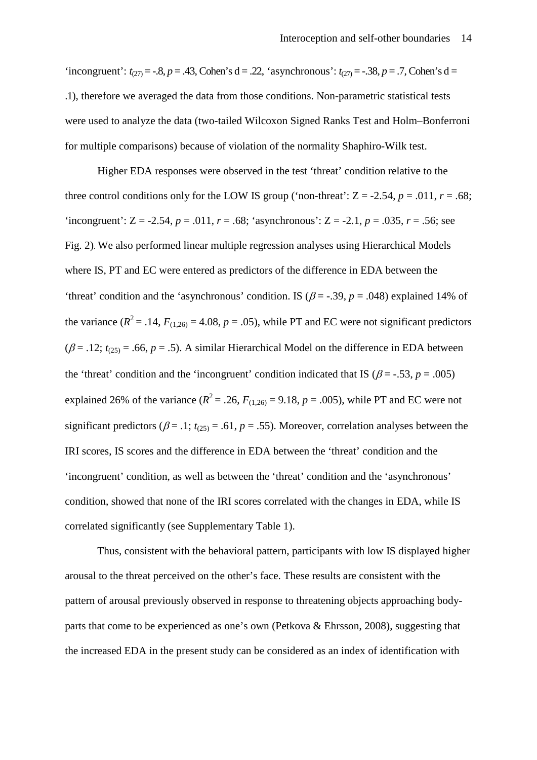'incongruent': $t_{(27)} = -.8$, $p = .43$, Cohen's d = .22, 'asynchronous': $t_{(27)} = -.38$, $p = .7$, Cohen's d = .1), therefore we averaged the data from those conditions. Non-parametric statistical tests were used to analyze the data (two-tailed Wilcoxon Signed Ranks Test and Holm–Bonferroni for multiple comparisons) because of violation of the normality Shaphiro-Wilk test.

Higher EDA responses were observed in the test 'threat' condition relative to the three control conditions only for the LOW IS group ('non-threat': Z = -2.54, $p = .011$, $r = .68$; 'incongruent': Z = -2.54, $p = .011$, $r = .68$; 'asynchronous': Z = -2.1, $p = .035$, $r = .56$; see Fig. 2). We also performed linear multiple regression analyses using Hierarchical Models where IS, PT and EC were entered as predictors of the difference in EDA between the 'threat' condition and the 'asynchronous' condition. IS ($\beta = -.39$, $p = .048$) explained 14% of the variance ($R^2 = .14$, $F_{(1,26)} = 4.08$, $p = .05$), while PT and EC were not significant predictors ($\beta = .12$; $t_{(25)} = .66$, $p = .5$). A similar Hierarchical Model on the difference in EDA between the 'threat' condition and the 'incongruent' condition indicated that IS ($\beta = -.53$, $p = .005$) explained 26% of the variance ($R^2 = .26$, $F_{(1,26)} = 9.18$, $p = .005$), while PT and EC were not significant predictors ($\beta = .1$; $t_{(25)} = .61$, $p = .55$). Moreover, correlation analyses between the IRI scores, IS scores and the difference in EDA between the 'threat' condition and the 'incongruent' condition, as well as between the 'threat' condition and the 'asynchronous' condition, showed that none of the IRI scores correlated with the changes in EDA, while IS correlated significantly (see Supplementary Table 1).

Thus, consistent with the behavioral pattern, participants with low IS displayed higher arousal to the threat perceived on the other's face. These results are consistent with the pattern of arousal previously observed in response to threatening objects approaching body-parts that come to be experienced as one's own (Petkova & Ehrsson, 2008), suggesting that the increased EDA in the present study can be considered as an index of identification with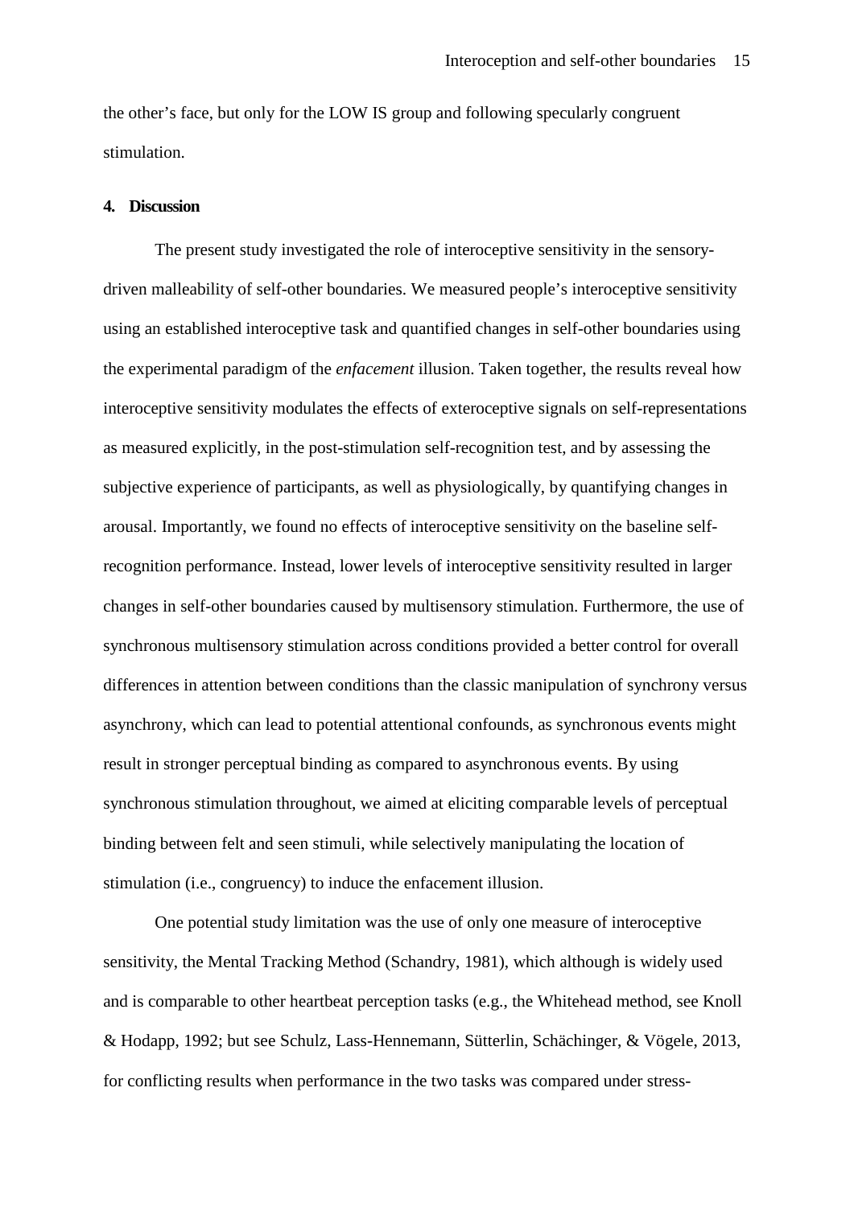the other's face, but only for the LOW IS group and following specularly congruent stimulation.

## 4. Discussion

The present study investigated the role of interoceptive sensitivity in the sensory-driven malleability of self-other boundaries. We measured people's interoceptive sensitivity using an established interoceptive task and quantified changes in self-other boundaries using the experimental paradigm of the *enfacement* illusion. Taken together, the results reveal how interoceptive sensitivity modulates the effects of exteroceptive signals on self-representations as measured explicitly, in the post-stimulation self-recognition test, and by assessing the subjective experience of participants, as well as physiologically, by quantifying changes in arousal. Importantly, we found no effects of interoceptive sensitivity on the baseline self-recognition performance. Instead, lower levels of interoceptive sensitivity resulted in larger changes in self-other boundaries caused by multisensory stimulation. Furthermore, the use of synchronous multisensory stimulation across conditions provided a better control for overall differences in attention between conditions than the classic manipulation of synchrony versus asynchrony, which can lead to potential attentional confounds, as synchronous events might result in stronger perceptual binding as compared to asynchronous events. By using synchronous stimulation throughout, we aimed at eliciting comparable levels of perceptual binding between felt and seen stimuli, while selectively manipulating the location of stimulation (i.e., congruency) to induce the enfacement illusion.

One potential study limitation was the use of only one measure of interoceptive sensitivity, the Mental Tracking Method (Schandry, 1981), which although is widely used and is comparable to other heartbeat perception tasks (e.g., the Whitehead method, see Knoll & Hodapp, 1992; but see Schulz, Lass-Hennemann, Sütterlin, Schächinger, & Vögele, 2013, for conflicting results when performance in the two tasks was compared under stress-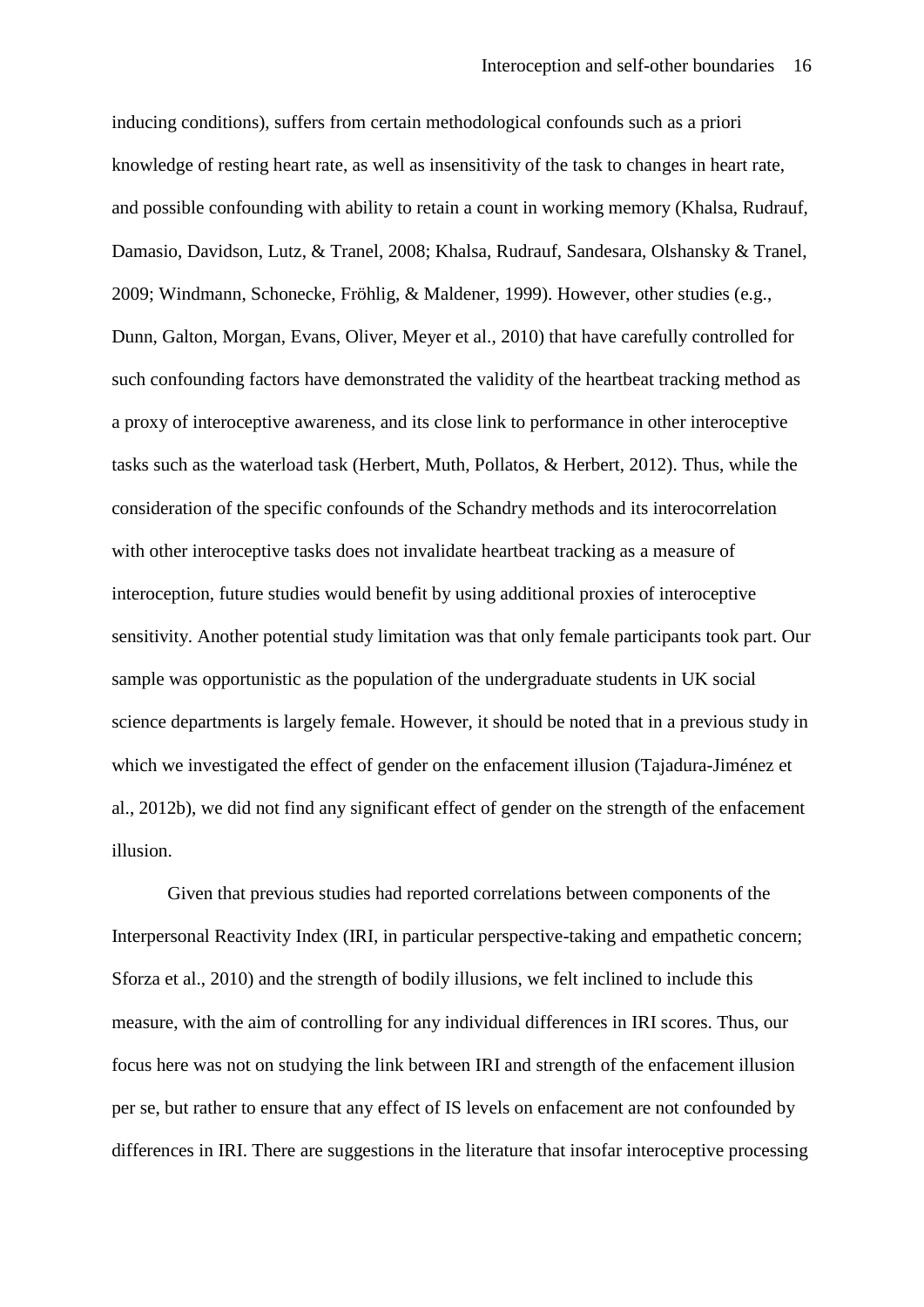inducing conditions), suffers from certain methodological confounds such as a priori knowledge of resting heart rate, as well as insensitivity of the task to changes in heart rate, and possible confounding with ability to retain a count in working memory (Khalsa, Rudrauf, Damasio, Davidson, Lutz, & Tranel, 2008; Khalsa, Rudrauf, Sandesara, Olshansky & Tranel, 2009; Windmann, Schonecke, Fröhlig, & Maldener, 1999). However, other studies (e.g., Dunn, Galton, Morgan, Evans, Oliver, Meyer et al., 2010) that have carefully controlled for such confounding factors have demonstrated the validity of the heartbeat tracking method as a proxy of interoceptive awareness, and its close link to performance in other interoceptive tasks such as the waterload task (Herbert, Muth, Pollatos, & Herbert, 2012). Thus, while the consideration of the specific confounds of the Schandry methods and its interocorrelation with other interoceptive tasks does not invalidate heartbeat tracking as a measure of interoception, future studies would benefit by using additional proxies of interoceptive sensitivity. Another potential study limitation was that only female participants took part. Our sample was opportunistic as the population of the undergraduate students in UK social science departments is largely female. However, it should be noted that in a previous study in which we investigated the effect of gender on the enfacement illusion (Tajadura-Jiménez et al., 2012b), we did not find any significant effect of gender on the strength of the enfacement illusion.

Given that previous studies had reported correlations between components of the Interpersonal Reactivity Index (IRI, in particular perspective-taking and empathetic concern; Sforza et al., 2010) and the strength of bodily illusions, we felt inclined to include this measure, with the aim of controlling for any individual differences in IRI scores. Thus, our focus here was not on studying the link between IRI and strength of the enfacement illusion per se, but rather to ensure that any effect of IS levels on enfacement are not confounded by differences in IRI. There are suggestions in the literature that insofar interoceptive processing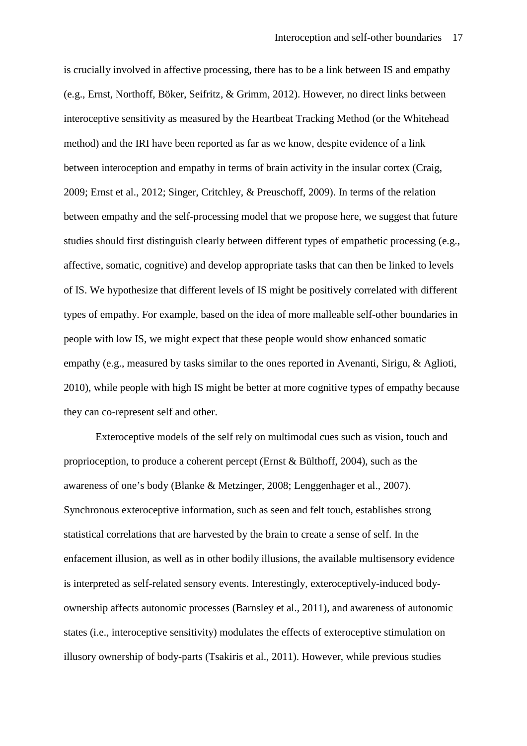is crucially involved in affective processing, there has to be a link between IS and empathy (e.g., Ernst, Northoff, Böker, Seifritz, & Grimm, 2012). However, no direct links between interoceptive sensitivity as measured by the Heartbeat Tracking Method (or the Whitehead method) and the IRI have been reported as far as we know, despite evidence of a link between interoception and empathy in terms of brain activity in the insular cortex (Craig, 2009; Ernst et al., 2012; Singer, Critchley, & Preuschoff, 2009). In terms of the relation between empathy and the self-processing model that we propose here, we suggest that future studies should first distinguish clearly between different types of empathetic processing (e.g., affective, somatic, cognitive) and develop appropriate tasks that can then be linked to levels of IS. We hypothesize that different levels of IS might be positively correlated with different types of empathy. For example, based on the idea of more malleable self-other boundaries in people with low IS, we might expect that these people would show enhanced somatic empathy (e.g., measured by tasks similar to the ones reported in Avenanti, Sirigu, & Aglioti, 2010), while people with high IS might be better at more cognitive types of empathy because they can co-represent self and other.

Exteroceptive models of the self rely on multimodal cues such as vision, touch and proprioception, to produce a coherent percept (Ernst & Bülthoff, 2004), such as the awareness of one's body (Blanke & Metzinger, 2008; Lenggenhager et al., 2007). Synchronous exteroceptive information, such as seen and felt touch, establishes strong statistical correlations that are harvested by the brain to create a sense of self. In the enfacement illusion, as well as in other bodily illusions, the available multisensory evidence is interpreted as self-related sensory events. Interestingly, exteroceptively-induced body-ownership affects autonomic processes (Barnsley et al., 2011), and awareness of autonomic states (i.e., interoceptive sensitivity) modulates the effects of exteroceptive stimulation on illusory ownership of body-parts (Tsakiris et al., 2011). However, while previous studies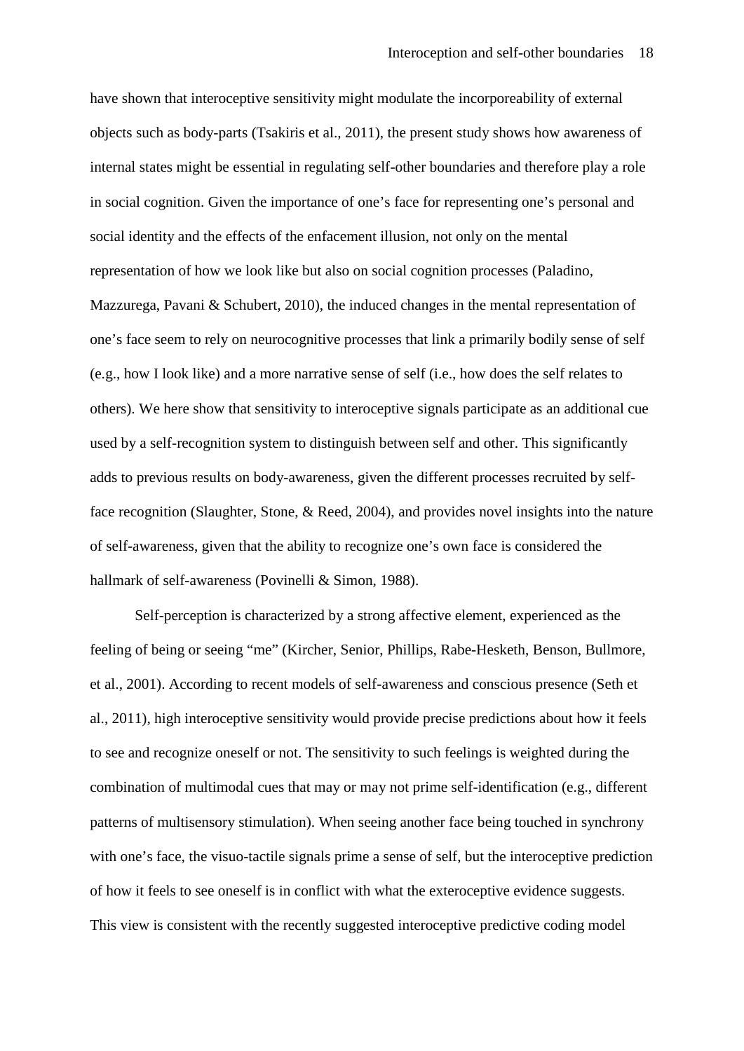have shown that interoceptive sensitivity might modulate the incorporeability of external objects such as body-parts (Tsakiris et al., 2011), the present study shows how awareness of internal states might be essential in regulating self-other boundaries and therefore play a role in social cognition. Given the importance of one's face for representing one's personal and social identity and the effects of the enfacement illusion, not only on the mental representation of how we look like but also on social cognition processes (Paladino, Mazzurega, Pavani & Schubert, 2010), the induced changes in the mental representation of one's face seem to rely on neurocognitive processes that link a primarily bodily sense of self (e.g., how I look like) and a more narrative sense of self (i.e., how does the self relates to others). We here show that sensitivity to interoceptive signals participate as an additional cue used by a self-recognition system to distinguish between self and other. This significantly adds to previous results on body-awareness, given the different processes recruited by self-face recognition (Slaughter, Stone, & Reed, 2004), and provides novel insights into the nature of self-awareness, given that the ability to recognize one's own face is considered the hallmark of self-awareness (Povinelli & Simon, 1988).

Self-perception is characterized by a strong affective element, experienced as the feeling of being or seeing "me" (Kircher, Senior, Phillips, Rabe-Hesketh, Benson, Bullmore, et al., 2001). According to recent models of self-awareness and conscious presence (Seth et al., 2011), high interoceptive sensitivity would provide precise predictions about how it feels to see and recognize oneself or not. The sensitivity to such feelings is weighted during the combination of multimodal cues that may or may not prime self-identification (e.g., different patterns of multisensory stimulation). When seeing another face being touched in synchrony with one's face, the visuo-tactile signals prime a sense of self, but the interoceptive prediction of how it feels to see oneself is in conflict with what the exteroceptive evidence suggests. This view is consistent with the recently suggested interoceptive predictive coding model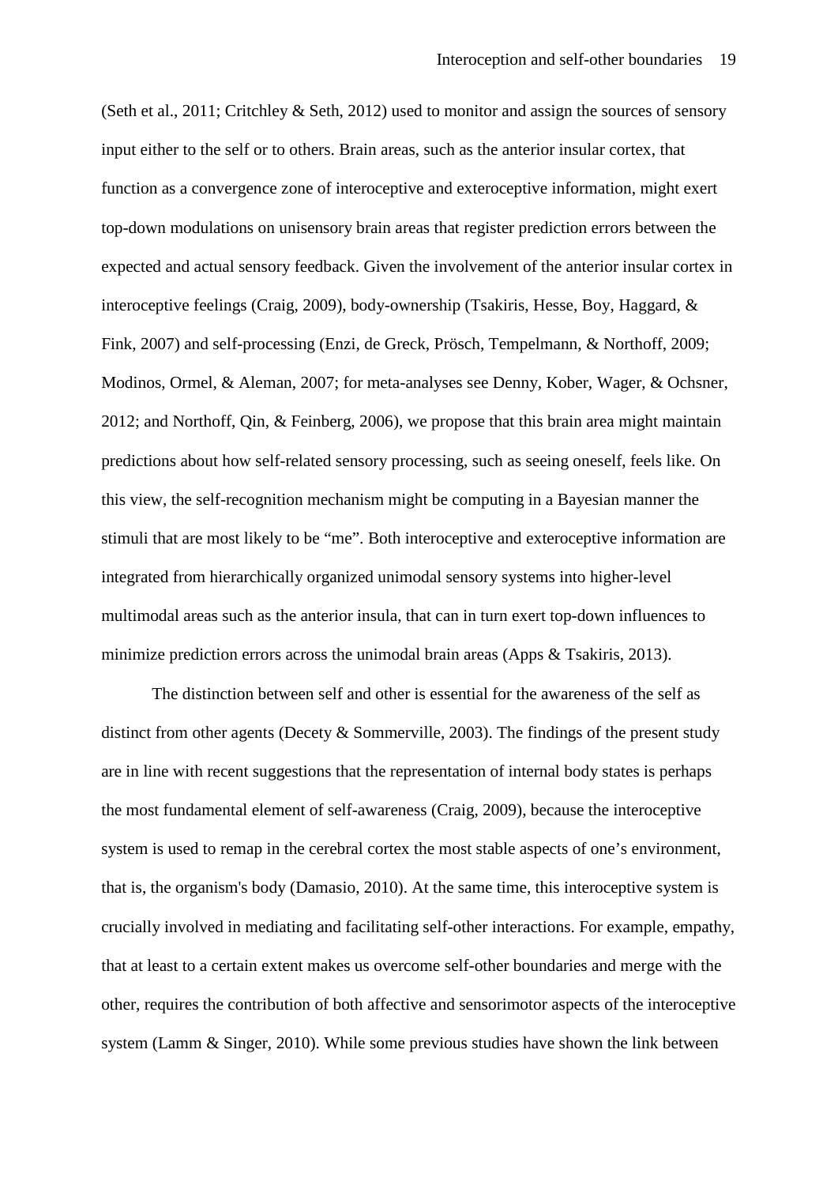(Seth et al., 2011; Critchley & Seth, 2012) used to monitor and assign the sources of sensory input either to the self or to others. Brain areas, such as the anterior insular cortex, that function as a convergence zone of interoceptive and exteroceptive information, might exert top-down modulations on unisensory brain areas that register prediction errors between the expected and actual sensory feedback. Given the involvement of the anterior insular cortex in interoceptive feelings (Craig, 2009), body-ownership (Tsakiris, Hesse, Boy, Haggard, & Fink, 2007) and self-processing (Enzi, de Greck, Prösch, Tempelmann, & Northoff, 2009; Modinos, Ormel, & Aleman, 2007; for meta-analyses see Denny, Kober, Wager, & Ochsner, 2012; and Northoff, Qin, & Feinberg, 2006), we propose that this brain area might maintain predictions about how self-related sensory processing, such as seeing oneself, feels like. On this view, the self-recognition mechanism might be computing in a Bayesian manner the stimuli that are most likely to be "me". Both interoceptive and exteroceptive information are integrated from hierarchically organized unimodal sensory systems into higher-level multimodal areas such as the anterior insula, that can in turn exert top-down influences to minimize prediction errors across the unimodal brain areas (Apps & Tsakiris, 2013).

The distinction between self and other is essential for the awareness of the self as distinct from other agents (Decety & Sommerville, 2003). The findings of the present study are in line with recent suggestions that the representation of internal body states is perhaps the most fundamental element of self-awareness (Craig, 2009), because the interoceptive system is used to remap in the cerebral cortex the most stable aspects of one's environment, that is, the organism's body (Damasio, 2010). At the same time, this interoceptive system is crucially involved in mediating and facilitating self-other interactions. For example, empathy, that at least to a certain extent makes us overcome self-other boundaries and merge with the other, requires the contribution of both affective and sensorimotor aspects of the interoceptive system (Lamm & Singer, 2010). While some previous studies have shown the link between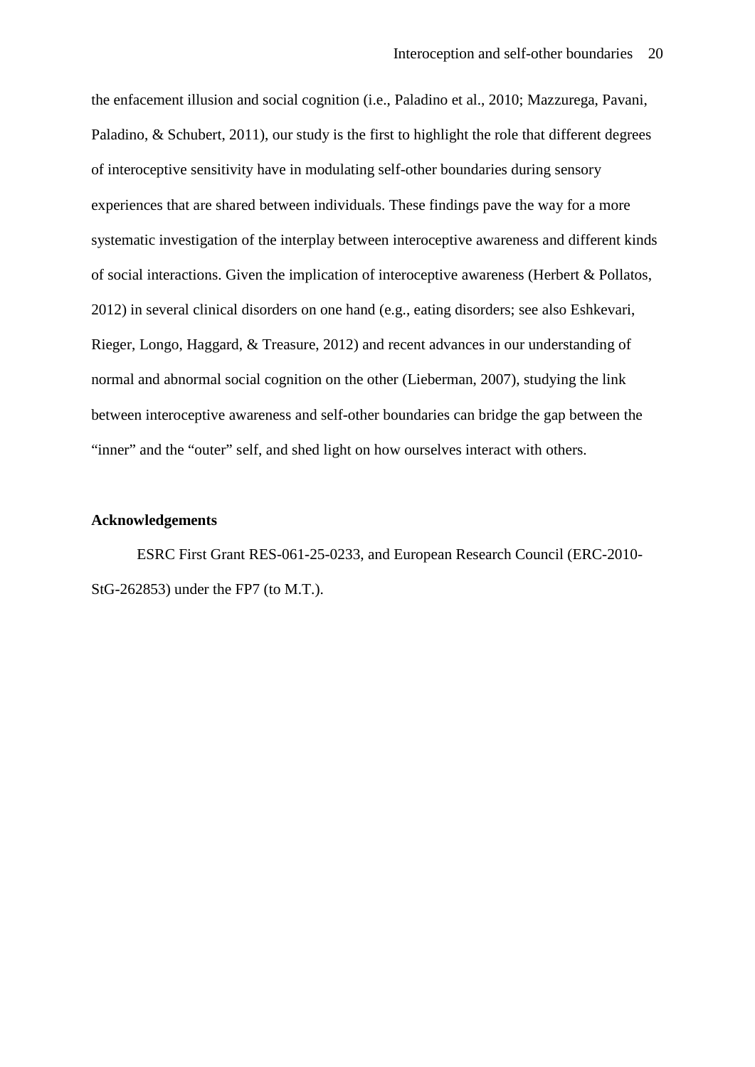the enfacement illusion and social cognition (i.e., Paladino et al., 2010; Mazzurega, Pavani, Paladino, & Schubert, 2011), our study is the first to highlight the role that different degrees of interoceptive sensitivity have in modulating self-other boundaries during sensory experiences that are shared between individuals. These findings pave the way for a more systematic investigation of the interplay between interoceptive awareness and different kinds of social interactions. Given the implication of interoceptive awareness (Herbert & Pollatos, 2012) in several clinical disorders on one hand (e.g., eating disorders; see also Eshkevari, Rieger, Longo, Haggard, & Treasure, 2012) and recent advances in our understanding of normal and abnormal social cognition on the other (Lieberman, 2007), studying the link between interoceptive awareness and self-other boundaries can bridge the gap between the "inner" and the "outer" self, and shed light on how ourselves interact with others.

**Acknowledgements**

ESRC First Grant RES-061-25-0233, and European Research Council (ERC-2010-StG-262853) under the FP7 (to M.T.).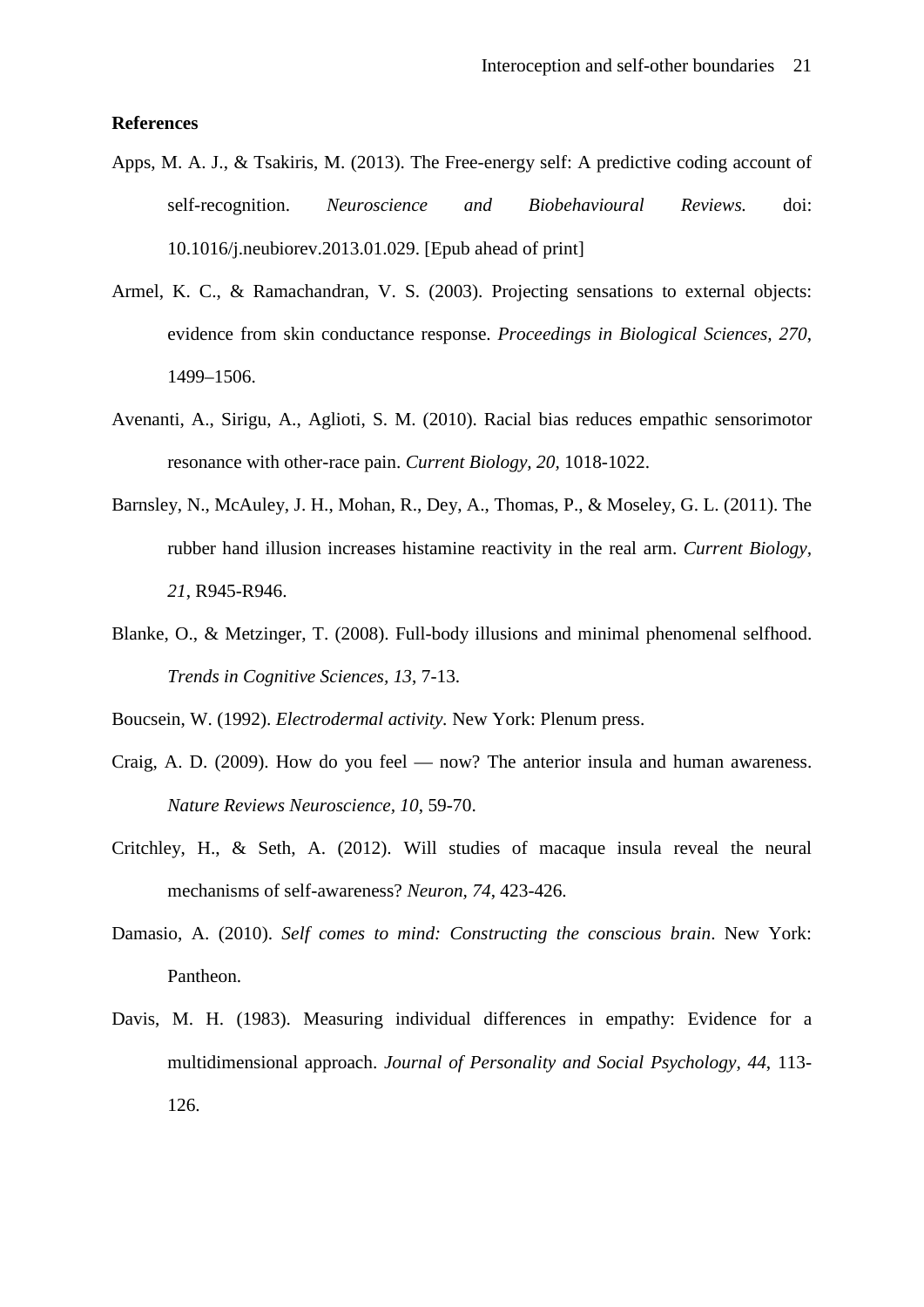**References**

Apps, M. A. J., & Tsakiris, M. (2013). The Free-energy self: A predictive coding account of self-recognition. *Neuroscience and Biobehavioural Reviews.* doi: 10.1016/j.neubiorev.2013.01.029. [Epub ahead of print]

Armel, K. C., & Ramachandran, V. S. (2003). Projecting sensations to external objects: evidence from skin conductance response. *Proceedings in Biological Sciences, 270*, 1499–1506.

Avenanti, A., Sirigu, A., Aglioti, S. M. (2010). Racial bias reduces empathic sensorimotor resonance with other-race pain. *Current Biology, 20,* 1018-1022.

Barnsley, N., McAuley, J. H., Mohan, R., Dey, A., Thomas, P., & Moseley, G. L. (2011). The rubber hand illusion increases histamine reactivity in the real arm. *Current Biology, 21*, R945-R946.

Blanke, O., & Metzinger, T. (2008). Full-body illusions and minimal phenomenal selfhood. *Trends in Cognitive Sciences, 13*, 7-13.

Boucsein, W. (1992). *Electrodermal activity.* New York: Plenum press.

Craig, A. D. (2009). How do you feel — now? The anterior insula and human awareness. *Nature Reviews Neuroscience, 10*, 59-70.

Critchley, H., & Seth, A. (2012). Will studies of macaque insula reveal the neural mechanisms of self-awareness? *Neuron, 74*, 423-426.

Damasio, A. (2010). *Self comes to mind: Constructing the conscious brain*. New York: Pantheon.

Davis, M. H. (1983). Measuring individual differences in empathy: Evidence for a multidimensional approach. *Journal of Personality and Social Psychology, 44*, 113-126.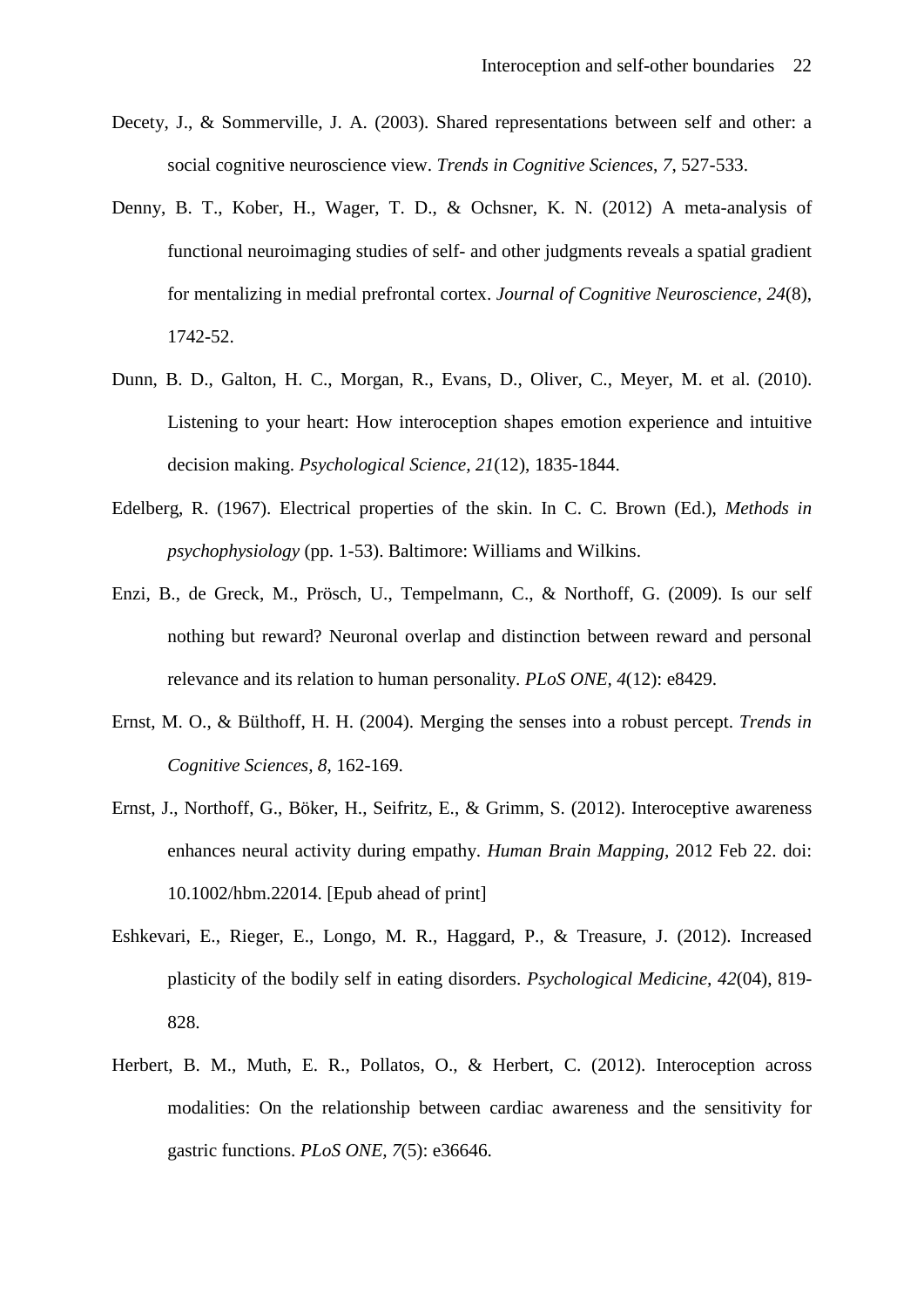Decety, J., & Sommerville, J. A. (2003). Shared representations between self and other: a social cognitive neuroscience view. *Trends in Cognitive Sciences*, *7*, 527-533.

Denny, B. T., Kober, H., Wager, T. D., & Ochsner, K. N. (2012) A meta-analysis of functional neuroimaging studies of self- and other judgments reveals a spatial gradient for mentalizing in medial prefrontal cortex. *Journal of Cognitive Neuroscience, 24*(8), 1742-52.

Dunn, B. D., Galton, H. C., Morgan, R., Evans, D., Oliver, C., Meyer, M. et al. (2010). Listening to your heart: How interoception shapes emotion experience and intuitive decision making. *Psychological Science, 21*(12), 1835-1844.

Edelberg, R. (1967). Electrical properties of the skin. In C. C. Brown (Ed.), *Methods in psychophysiology* (pp. 1-53). Baltimore: Williams and Wilkins.

Enzi, B., de Greck, M., Prösch, U., Tempelmann, C., & Northoff, G. (2009). Is our self nothing but reward? Neuronal overlap and distinction between reward and personal relevance and its relation to human personality. *PLoS ONE, 4*(12): e8429.

Ernst, M. O., & Bülthoff, H. H. (2004). Merging the senses into a robust percept. *Trends in Cognitive Sciences, 8*, 162-169.

Ernst, J., Northoff, G., Böker, H., Seifritz, E., & Grimm, S. (2012). Interoceptive awareness enhances neural activity during empathy. *Human Brain Mapping*, 2012 Feb 22. doi: 10.1002/hbm.22014. [Epub ahead of print]

Eshkevari, E., Rieger, E., Longo, M. R., Haggard, P., & Treasure, J. (2012). Increased plasticity of the bodily self in eating disorders. *Psychological Medicine, 42*(04), 819-828.

Herbert, B. M., Muth, E. R., Pollatos, O., & Herbert, C. (2012). Interoception across modalities: On the relationship between cardiac awareness and the sensitivity for gastric functions. *PLoS ONE, 7*(5): e36646.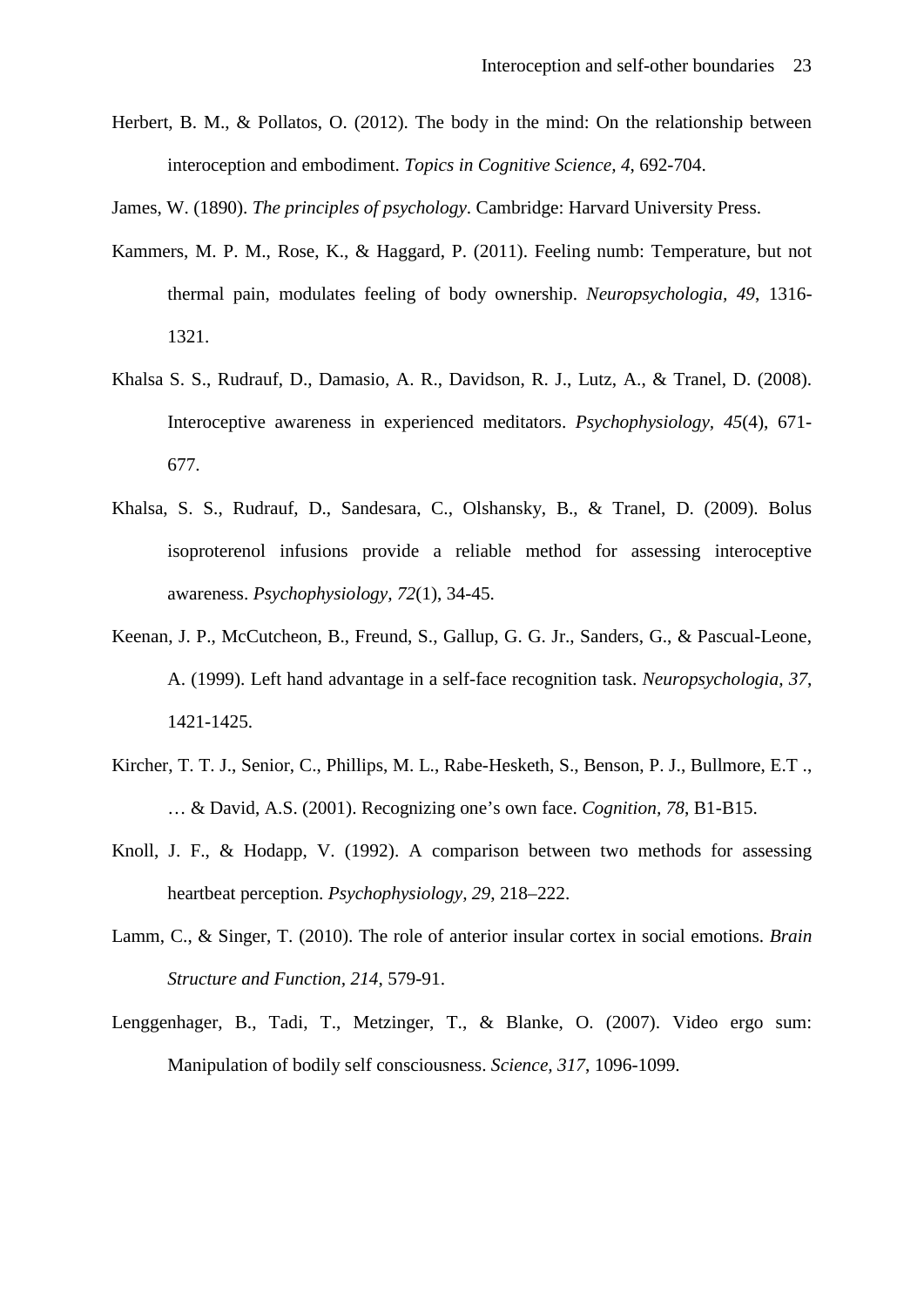Herbert, B. M., & Pollatos, O. (2012). The body in the mind: On the relationship between interoception and embodiment. *Topics in Cognitive Science, 4*, 692-704.

James, W. (1890). *The principles of psychology*. Cambridge: Harvard University Press.

Kammers, M. P. M., Rose, K., & Haggard, P. (2011). Feeling numb: Temperature, but not thermal pain, modulates feeling of body ownership. *Neuropsychologia, 49*, 1316-1321.

Khalsa S. S., Rudrauf, D., Damasio, A. R., Davidson, R. J., Lutz, A., & Tranel, D. (2008). Interoceptive awareness in experienced meditators. *Psychophysiology, 45*(4), 671-677.

Khalsa, S. S., Rudrauf, D., Sandesara, C., Olshansky, B., & Tranel, D. (2009). Bolus isoproterenol infusions provide a reliable method for assessing interoceptive awareness. *Psychophysiology, 72*(1), 34-45.

Keenan, J. P., McCutcheon, B., Freund, S., Gallup, G. G. Jr., Sanders, G., & Pascual-Leone, A. (1999). Left hand advantage in a self-face recognition task. *Neuropsychologia, 37*, 1421-1425.

Kircher, T. T. J., Senior, C., Phillips, M. L., Rabe-Hesketh, S., Benson, P. J., Bullmore, E.T ., … & David, A.S. (2001). Recognizing one's own face. *Cognition, 78*, B1-B15.

Knoll, J. F., & Hodapp, V. (1992). A comparison between two methods for assessing heartbeat perception. *Psychophysiology, 29*, 218–222.

Lamm, C., & Singer, T. (2010). The role of anterior insular cortex in social emotions. *Brain Structure and Function, 214*, 579-91.

Lenggenhager, B., Tadi, T., Metzinger, T., & Blanke, O. (2007). Video ergo sum: Manipulation of bodily self consciousness. *Science, 317*, 1096-1099.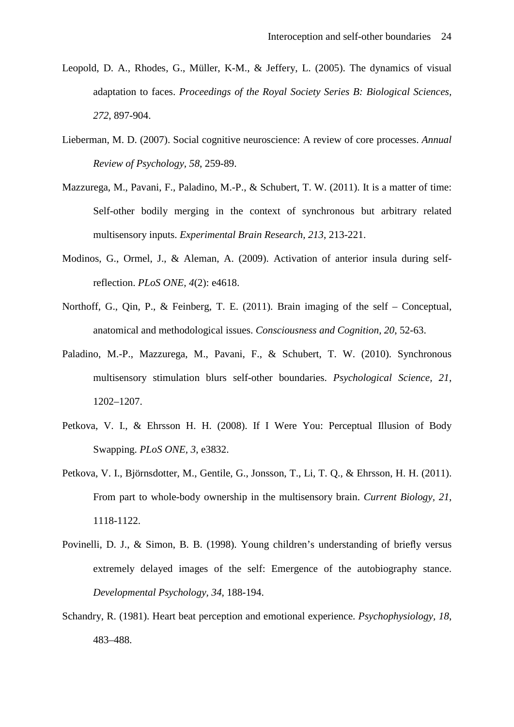Leopold, D. A., Rhodes, G., Müller, K-M., & Jeffery, L. (2005). The dynamics of visual adaptation to faces. *Proceedings of the Royal Society Series B: Biological Sciences, 272*, 897-904.

Lieberman, M. D. (2007). Social cognitive neuroscience: A review of core processes. *Annual Review of Psychology, 58*, 259-89.

Mazzurega, M., Pavani, F., Paladino, M.-P., & Schubert, T. W. (2011). It is a matter of time: Self-other bodily merging in the context of synchronous but arbitrary related multisensory inputs. *Experimental Brain Research, 213*, 213-221.

Modinos, G., Ormel, J., & Aleman, A. (2009). Activation of anterior insula during self-reflection. *PLoS ONE, 4*(2): e4618.

Northoff, G., Qin, P., & Feinberg, T. E. (2011). Brain imaging of the self – Conceptual, anatomical and methodological issues. *Consciousness and Cognition, 20*, 52-63.

Paladino, M.-P., Mazzurega, M., Pavani, F., & Schubert, T. W. (2010). Synchronous multisensory stimulation blurs self-other boundaries. *Psychological Science, 21*, 1202–1207.

Petkova, V. I., & Ehrsson H. H. (2008). If I Were You: Perceptual Illusion of Body Swapping. *PLoS ONE, 3*, e3832.

Petkova, V. I., Björnsdotter, M., Gentile, G., Jonsson, T., Li, T. Q., & Ehrsson, H. H. (2011). From part to whole-body ownership in the multisensory brain. *Current Biology, 21*, 1118-1122.

Povinelli, D. J., & Simon, B. B. (1998). Young children's understanding of briefly versus extremely delayed images of the self: Emergence of the autobiography stance. *Developmental Psychology, 34*, 188-194.

Schandry, R. (1981). Heart beat perception and emotional experience. *Psychophysiology, 18*, 483–488.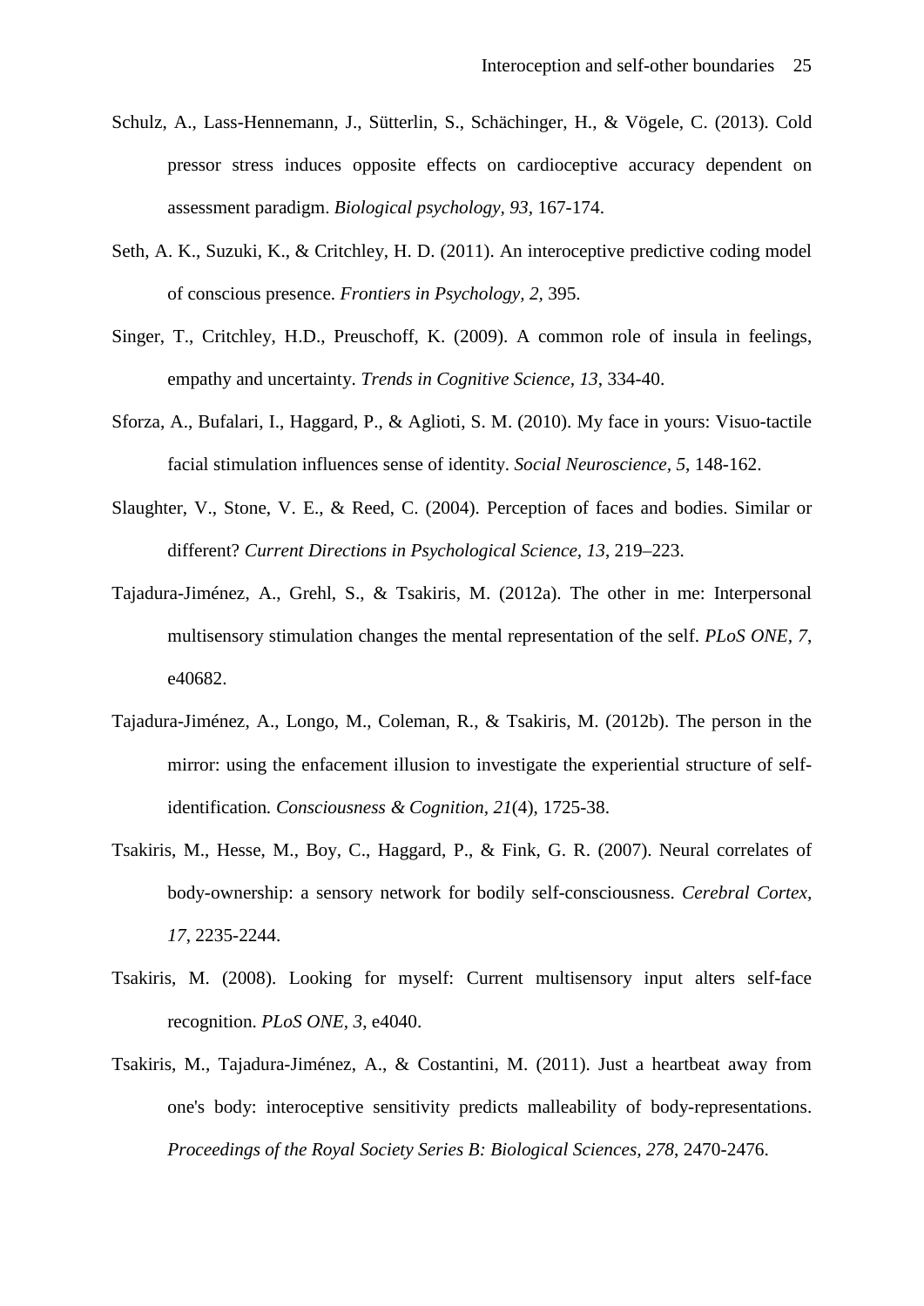Schulz, A., Lass-Hennemann, J., Sütterlin, S., Schächinger, H., & Vögele, C. (2013). Cold pressor stress induces opposite effects on cardioceptive accuracy dependent on assessment paradigm. *Biological psychology, 93*, 167-174.

Seth, A. K., Suzuki, K., & Critchley, H. D. (2011). An interoceptive predictive coding model of conscious presence. *Frontiers in Psychology, 2,* 395.

Singer, T., Critchley, H.D., Preuschoff, K. (2009). A common role of insula in feelings, empathy and uncertainty. *Trends in Cognitive Science, 13*, 334-40.

Sforza, A., Bufalari, I., Haggard, P., & Aglioti, S. M. (2010). My face in yours: Visuo-tactile facial stimulation influences sense of identity. *Social Neuroscience, 5*, 148-162.

Slaughter, V., Stone, V. E., & Reed, C. (2004). Perception of faces and bodies. Similar or different? *Current Directions in Psychological Science, 13*, 219–223.

Tajadura-Jiménez, A., Grehl, S., & Tsakiris, M. (2012a). The other in me: Interpersonal multisensory stimulation changes the mental representation of the self. *PLoS ONE, 7*, e40682.

Tajadura-Jiménez, A., Longo, M., Coleman, R., & Tsakiris, M. (2012b). The person in the mirror: using the enfacement illusion to investigate the experiential structure of self-identification*. Consciousness & Cognition, 21*(4), 1725-38.

Tsakiris, M., Hesse, M., Boy, C., Haggard, P., & Fink, G. R. (2007). Neural correlates of body-ownership: a sensory network for bodily self-consciousness. *Cerebral Cortex, 17*, 2235-2244.

Tsakiris, M. (2008). Looking for myself: Current multisensory input alters self-face recognition. *PLoS ONE, 3*, e4040.

Tsakiris, M., Tajadura-Jiménez, A., & Costantini, M. (2011). Just a heartbeat away from one's body: interoceptive sensitivity predicts malleability of body-representations. *Proceedings of the Royal Society Series B: Biological Sciences, 278*, 2470-2476.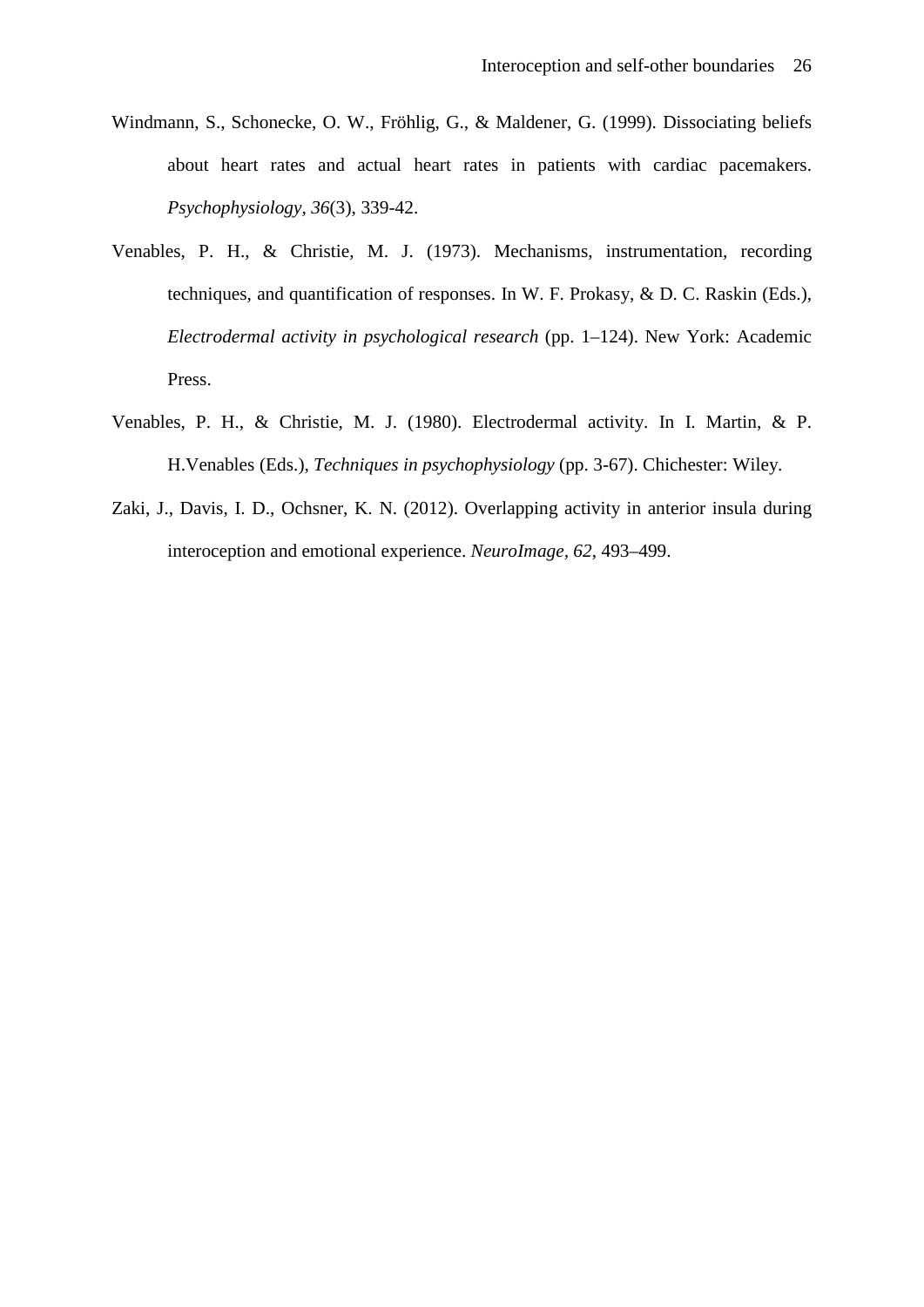Windmann, S., Schonecke, O. W., Fröhlig, G., & Maldener, G. (1999). Dissociating beliefs about heart rates and actual heart rates in patients with cardiac pacemakers. *Psychophysiology*, *36*(3), 339-42.

Venables, P. H., & Christie, M. J. (1973). Mechanisms, instrumentation, recording techniques, and quantification of responses. In W. F. Prokasy, & D. C. Raskin (Eds.), *Electrodermal activity in psychological research* (pp. 1–124). New York: Academic Press.

Venables, P. H., & Christie, M. J. (1980). Electrodermal activity. In I. Martin, & P. H.Venables (Eds.), *Techniques in psychophysiology* (pp. 3-67). Chichester: Wiley.

Zaki, J., Davis, I. D., Ochsner, K. N. (2012). Overlapping activity in anterior insula during interoception and emotional experience. *NeuroImage*, *62*, 493–499.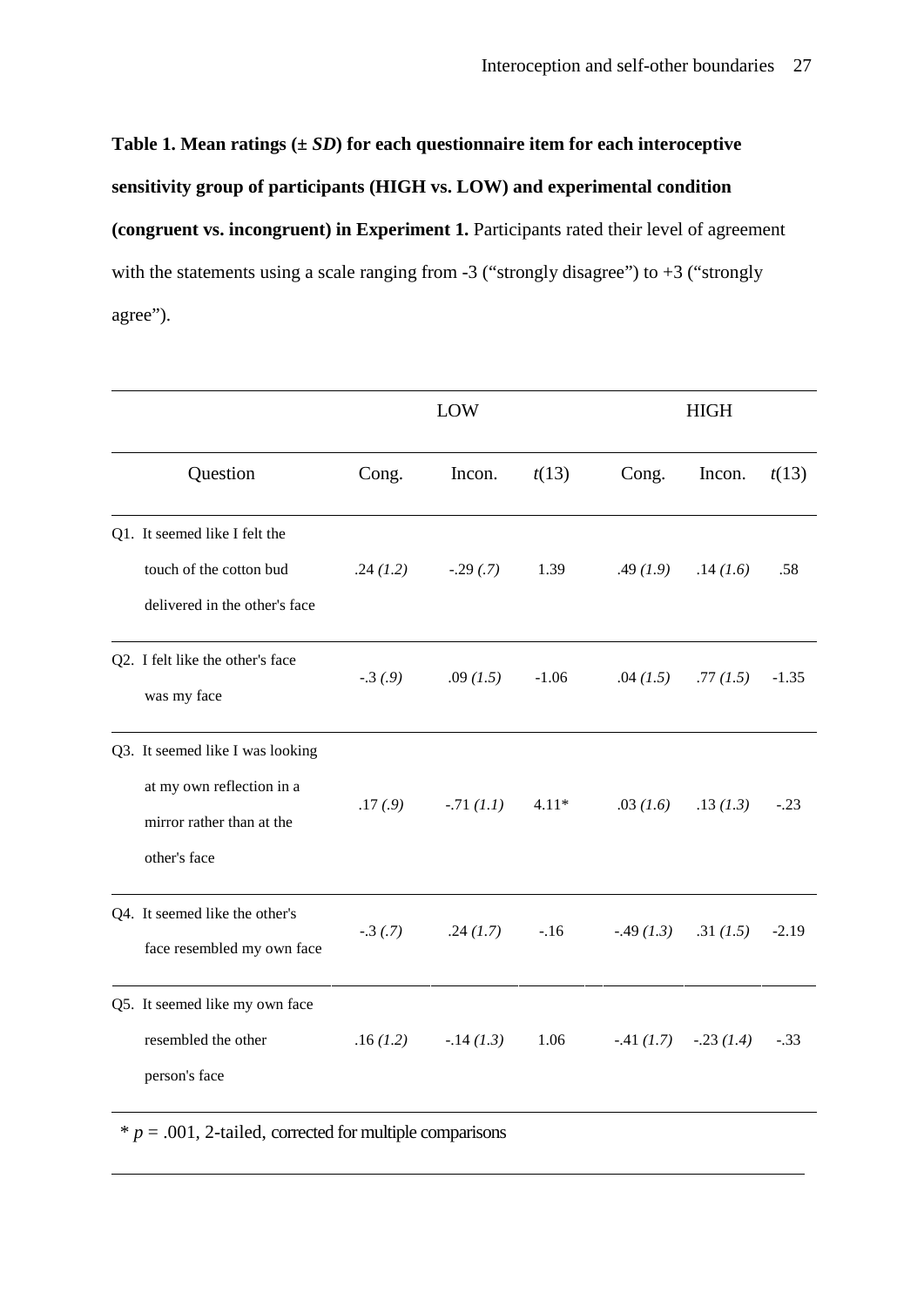**Table 1. Mean ratings (± *SD*) for each questionnaire item for each interoceptive sensitivity group of participants (HIGH vs. LOW) and experimental condition (congruent vs. incongruent) in Experiment 1.** Participants rated their level of agreement with the statements using a scale ranging from -3 ("strongly disagree") to +3 ("strongly agree").

| | LOW | | | HIGH | | |
|---|---|---|---|---|---|---|
| Question | Cong. | Incon. | $t(13)$ | Cong. | Incon. | $t(13)$ |
| Q1. It seemed like I felt the touch of the cotton bud delivered in the other's face | .24 *(1.2)* | -.29 *(.7)* | 1.39 | .49 *(1.9)* | .14 *(1.6)* | .58 |
| Q2. I felt like the other's face was my face | -.3 *(.9)* | .09 *(1.5)* | -1.06 | .04 *(1.5)* | .77 *(1.5)* | -1.35 |
| Q3. It seemed like I was looking at my own reflection in a mirror rather than at the other's face | .17 *(.9)* | -.71 *(1.1)* | 4.11* | .03 *(1.6)* | .13 *(1.3)* | -.23 |
| Q4. It seemed like the other's face resembled my own face | -.3 *(.7)* | .24 *(1.7)* | -.16 | -.49 *(1.3)* | .31 *(1.5)* | -2.19 |
| Q5. It seemed like my own face resembled the other person's face | .16 *(1.2)* | -.14 *(1.3)* | 1.06 | -.41 *(1.7)* | -.23 *(1.4)* | -.33 |

\* $p = .001$, 2-tailed, corrected for multiple comparisons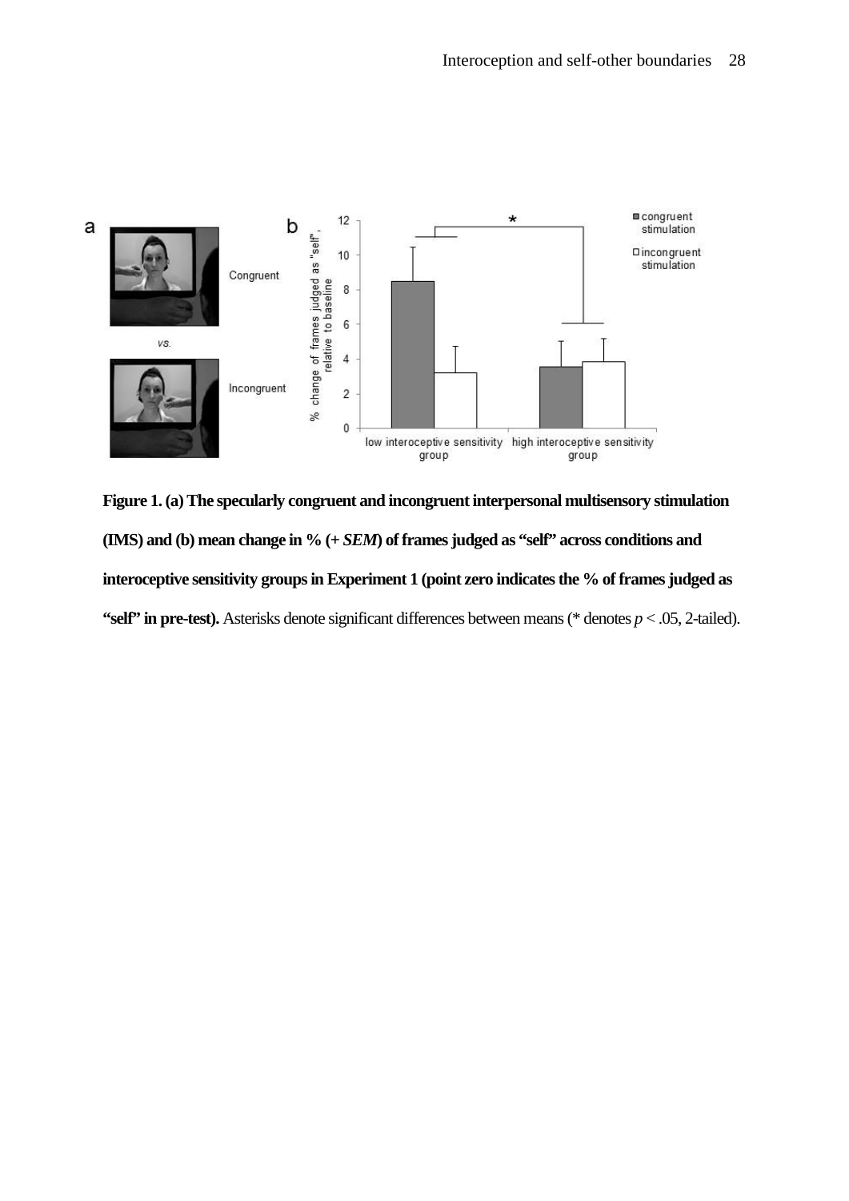**Figure 1. (a) The specularly congruent and incongruent interpersonal multisensory stimulation (IMS) and (b) mean change in % (+ *SEM*) of frames judged as "self" across conditions and interoceptive sensitivity groups in Experiment 1 (point zero indicates the % of frames judged as "self" in pre-test).** Asterisks denote significant differences between means (* denotes $p < .05$, 2-tailed).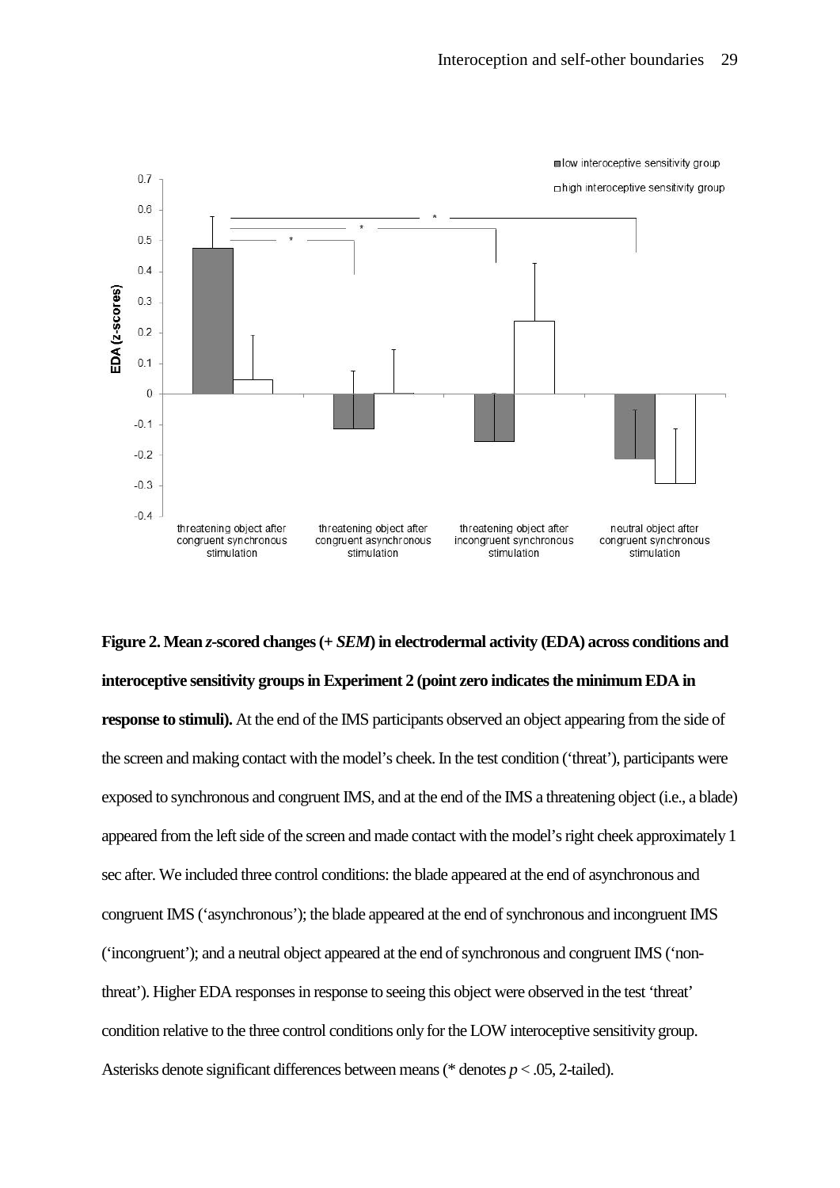**Figure 2. Mean *z*-scored changes (+ *SEM*) in electrodermal activity (EDA) across conditions and interoceptive sensitivity groups in Experiment 2 (point zero indicates the minimum EDA in response to stimuli).** At the end of the IMS participants observed an object appearing from the side of the screen and making contact with the model's cheek. In the test condition ('threat'), participants were exposed to synchronous and congruent IMS, and at the end of the IMS a threatening object (i.e., a blade) appeared from the left side of the screen and made contact with the model's right cheek approximately 1 sec after. We included three control conditions: the blade appeared at the end of asynchronous and congruent IMS ('asynchronous'); the blade appeared at the end of synchronous and incongruent IMS ('incongruent'); and a neutral object appeared at the end of synchronous and congruent IMS ('non-threat'). Higher EDA responses in response to seeing this object were observed in the test 'threat' condition relative to the three control conditions only for the LOW interoceptive sensitivity group. Asterisks denote significant differences between means (* denotes $p < .05$, 2-tailed).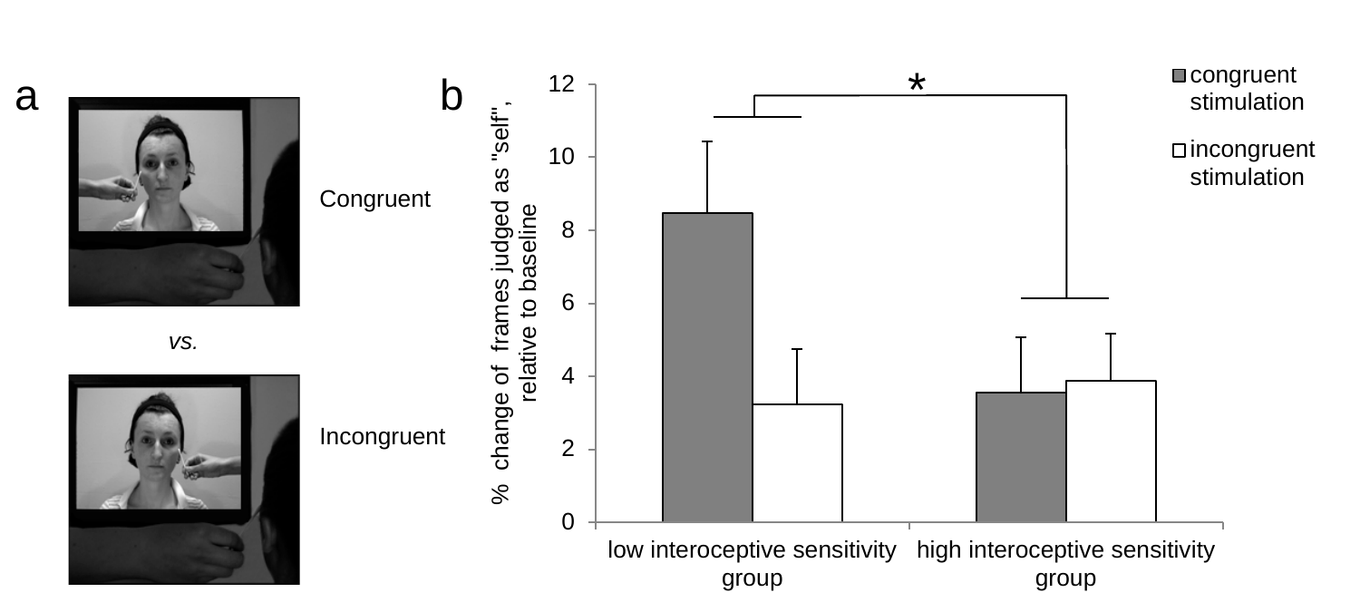a

Congruent

*vs.*

Incongruent

b

% change of frames judged as "self", relative to baseline

■ congruent stimulation

□ incongruent stimulation

*

low interoceptive sensitivity group

high interoceptive sensitivity group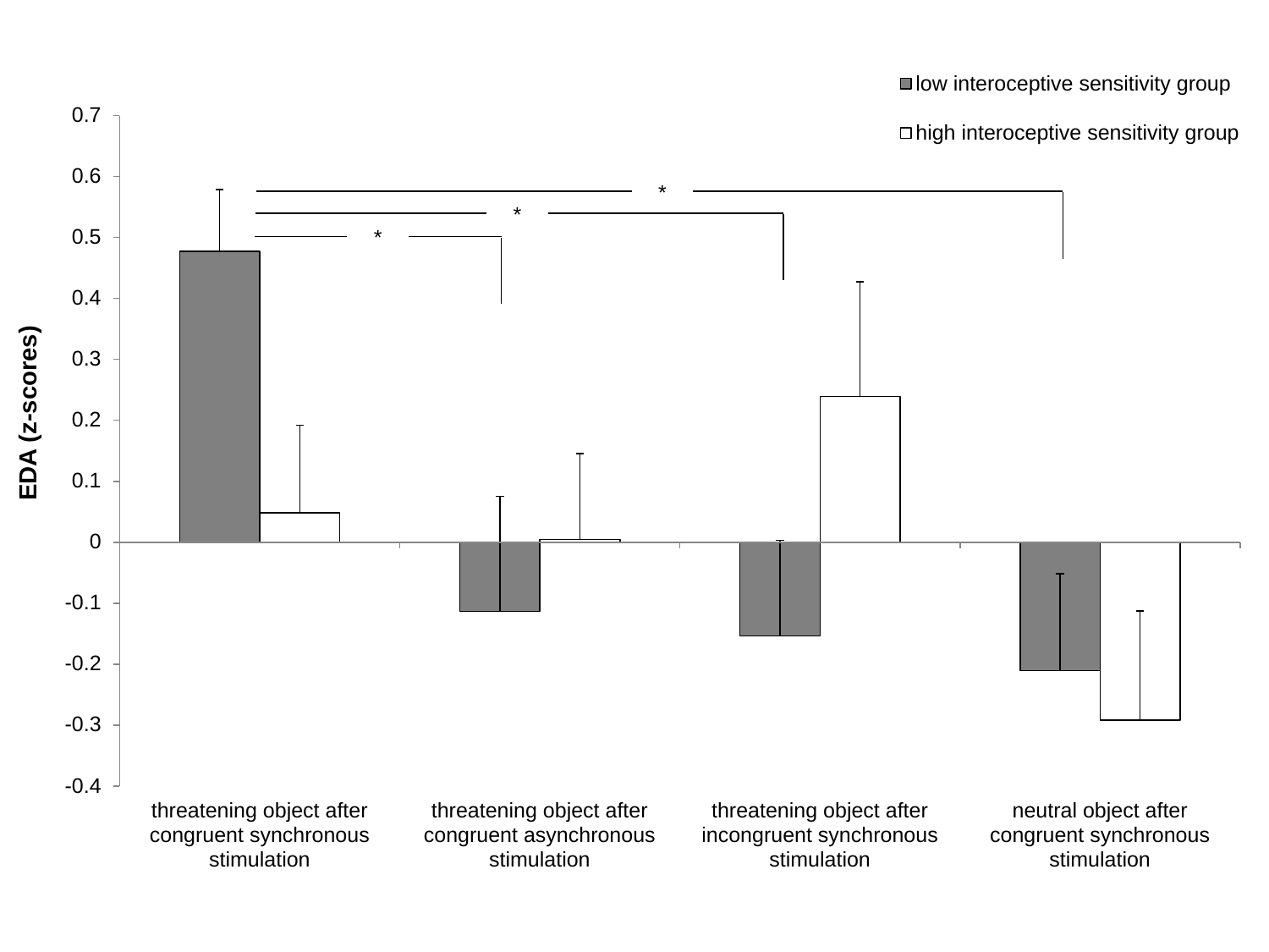■ low interoceptive sensitivity group

□ high interoceptive sensitivity group

EDA (z-scores)

0.7
0.6
0.5
0.4
0.3
0.2
0.1
0
-0.1
-0.2
-0.3
-0.4

*
*
*

threatening object after congruent synchronous stimulation

threatening object after congruent asynchronous stimulation

threatening object after incongruent synchronous stimulation

neutral object after congruent synchronous stimulation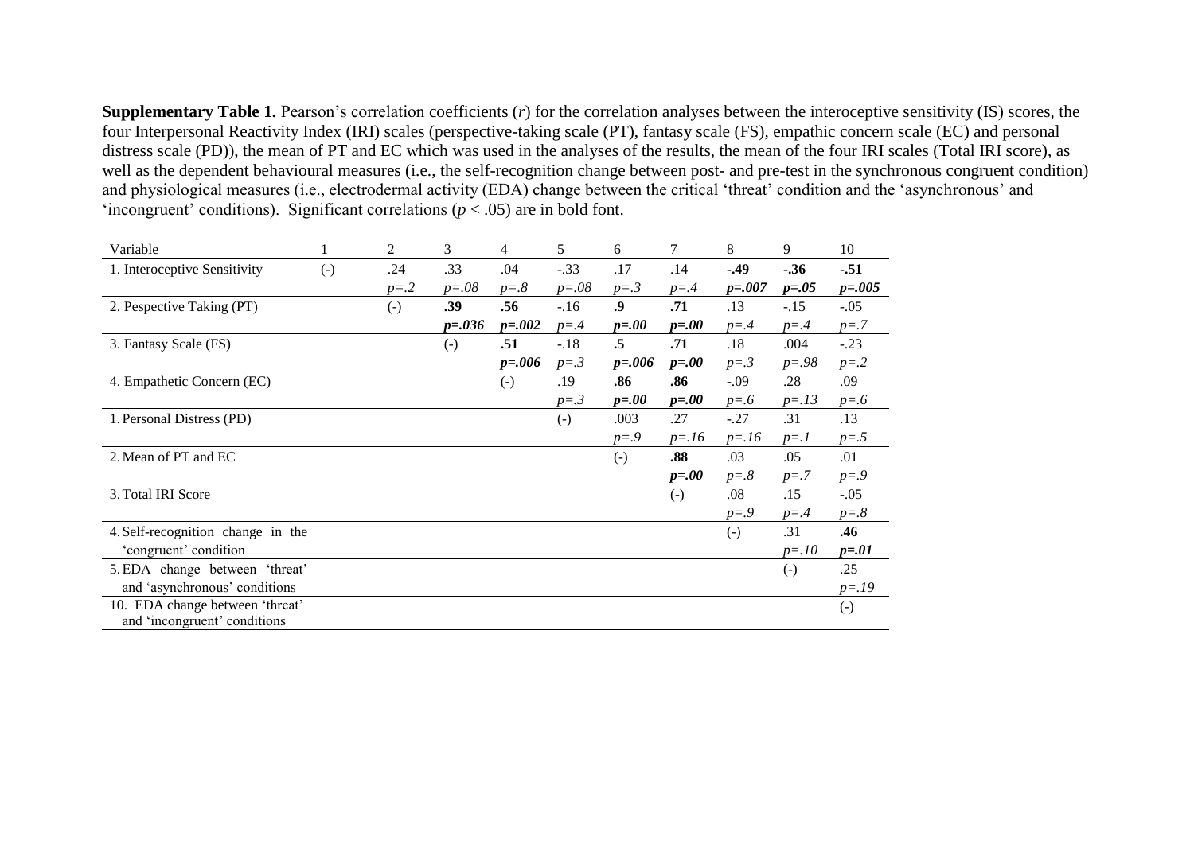**Supplementary Table 1.** Pearson's correlation coefficients (*r*) for the correlation analyses between the interoceptive sensitivity (IS) scores, the four Interpersonal Reactivity Index (IRI) scales (perspective-taking scale (PT), fantasy scale (FS), empathic concern scale (EC) and personal distress scale (PD)), the mean of PT and EC which was used in the analyses of the results, the mean of the four IRI scales (Total IRI score), as well as the dependent behavioural measures (i.e., the self-recognition change between post- and pre-test in the synchronous congruent condition) and physiological measures (i.e., electrodermal activity (EDA) change between the critical 'threat' condition and the 'asynchronous' and 'incongruent' conditions). Significant correlations ($p < .05$) are in bold font.

| Variable | 1 | 2 | 3 | 4 | 5 | 6 | 7 | 8 | 9 | 10 |
|---|---|---|---|---|---|---|---|---|---|---|
| 1. Interoceptive Sensitivity | (-) | .24 | .33 | .04 | -.33 | .17 | .14 | **-.49** | **-.36** | **-.51** |
| | | *p=.2* | *p=.08* | *p=.8* | *p=.08* | *p=.3* | *p=.4* | ***p=.007*** | ***p=.05*** | ***p=.005*** |
| 2. Pespective Taking (PT) | | (-) | **.39** | **.56** | -.16 | **.9** | **.71** | .13 | -.15 | -.05 |
| | | | ***p=.036*** | ***p=.002*** | *p=.4* | ***p=.00*** | ***p=.00*** | *p=.4* | *p=.4* | *p=.7* |
| 3. Fantasy Scale (FS) | | | (-) | **.51** | -.18 | **.5** | **.71** | .18 | .004 | -.23 |
| | | | | ***p=.006*** | *p=.3* | ***p=.006*** | ***p=.00*** | *p=.3* | *p=.98* | *p=.2* |
| 4. Empathetic Concern (EC) | | | | (-) | .19 | **.86** | **.86** | -.09 | .28 | .09 |
| | | | | | *p=.3* | ***p=.00*** | ***p=.00*** | *p=.6* | *p=.13* | *p=.6* |
| 1. Personal Distress (PD) | | | | | (-) | .003 | .27 | -.27 | .31 | .13 |
| | | | | | | *p=.9* | *p=.16* | *p=.16* | *p=.1* | *p=.5* |
| 2. Mean of PT and EC | | | | | | (-) | **.88** | .03 | .05 | .01 |
| | | | | | | | ***p=.00*** | *p=.8* | *p=.7* | *p=.9* |
| 3. Total IRI Score | | | | | | | (-) | .08 | .15 | -.05 |
| | | | | | | | | *p=.9* | *p=.4* | *p=.8* |
| 4. Self-recognition change in the 'congruent' condition | | | | | | | | (-) | .31 | **.46** |
| | | | | | | | | | *p=.10* | ***p=.01*** |
| 5. EDA change between 'threat' and 'asynchronous' conditions | | | | | | | | | (-) | .25 |
| | | | | | | | | | | *p=.19* |
| 10. EDA change between 'threat' and 'incongruent' conditions | | | | | | | | | | (-) |